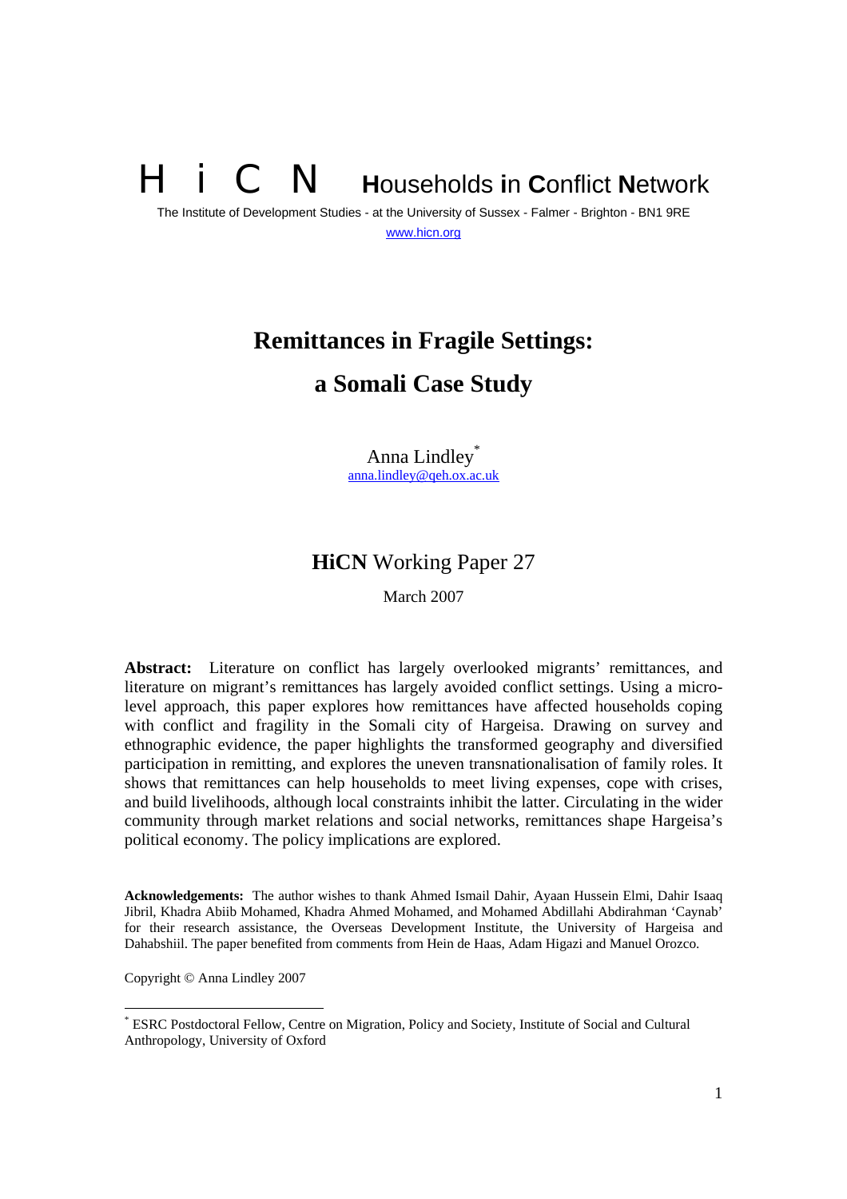# H i C N Households in Conflict Network

The Institute of Development Studies - at the University of Sussex - Falmer - Brighton - BN1 9RE

www.hicn.org

# Remittances in Fragile Settings: a Somali Case Study

Anna Lindley[*]

anna.lindley@qeh.ox.ac.uk

## **HiCN** Working Paper 27

March 2007

**Abstract:** Literature on conflict has largely overlooked migrants' remittances, and literature on migrant's remittances has largely avoided conflict settings. Using a micro-level approach, this paper explores how remittances have affected households coping with conflict and fragility in the Somali city of Hargeisa. Drawing on survey and ethnographic evidence, the paper highlights the transformed geography and diversified participation in remitting, and explores the uneven transnationalisation of family roles. It shows that remittances can help households to meet living expenses, cope with crises, and build livelihoods, although local constraints inhibit the latter. Circulating in the wider community through market relations and social networks, remittances shape Hargeisa's political economy. The policy implications are explored.

**Acknowledgements:** The author wishes to thank Ahmed Ismail Dahir, Ayaan Hussein Elmi, Dahir Isaaq Jibril, Khadra Abiib Mohamed, Khadra Ahmed Mohamed, and Mohamed Abdillahi Abdirahman 'Caynab' for their research assistance, the Overseas Development Institute, the University of Hargeisa and Dahabshiil. The paper benefited from comments from Hein de Haas, Adam Higazi and Manuel Orozco.

Copyright © Anna Lindley 2007

[*] ESRC Postdoctoral Fellow, Centre on Migration, Policy and Society, Institute of Social and Cultural Anthropology, University of Oxford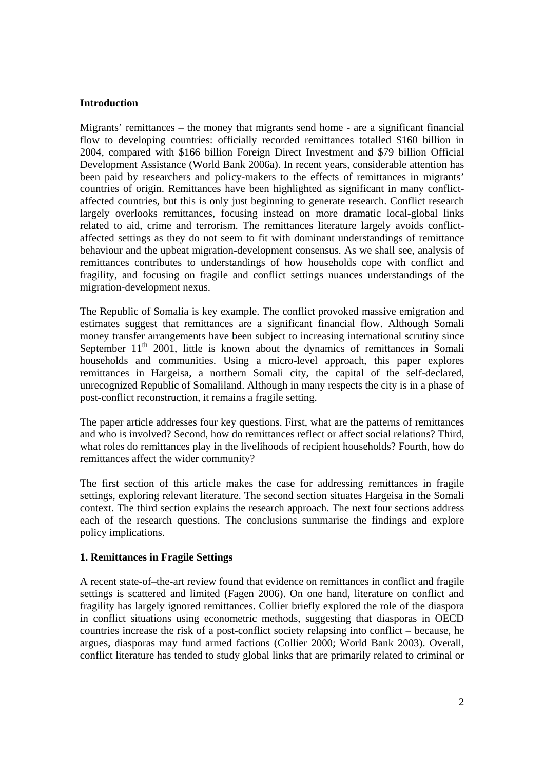## Introduction

Migrants' remittances – the money that migrants send home - are a significant financial flow to developing countries: officially recorded remittances totalled \$160 billion in 2004, compared with \$166 billion Foreign Direct Investment and \$79 billion Official Development Assistance (World Bank 2006a). In recent years, considerable attention has been paid by researchers and policy-makers to the effects of remittances in migrants' countries of origin. Remittances have been highlighted as significant in many conflict-affected countries, but this is only just beginning to generate research. Conflict research largely overlooks remittances, focusing instead on more dramatic local-global links related to aid, crime and terrorism. The remittances literature largely avoids conflict-affected settings as they do not seem to fit with dominant understandings of remittance behaviour and the upbeat migration-development consensus. As we shall see, analysis of remittances contributes to understandings of how households cope with conflict and fragility, and focusing on fragile and conflict settings nuances understandings of the migration-development nexus.

The Republic of Somalia is key example. The conflict provoked massive emigration and estimates suggest that remittances are a significant financial flow. Although Somali money transfer arrangements have been subject to increasing international scrutiny since September 11th 2001, little is known about the dynamics of remittances in Somali households and communities. Using a micro-level approach, this paper explores remittances in Hargeisa, a northern Somali city, the capital of the self-declared, unrecognized Republic of Somaliland. Although in many respects the city is in a phase of post-conflict reconstruction, it remains a fragile setting.

The paper article addresses four key questions. First, what are the patterns of remittances and who is involved? Second, how do remittances reflect or affect social relations? Third, what roles do remittances play in the livelihoods of recipient households? Fourth, how do remittances affect the wider community?

The first section of this article makes the case for addressing remittances in fragile settings, exploring relevant literature. The second section situates Hargeisa in the Somali context. The third section explains the research approach. The next four sections address each of the research questions. The conclusions summarise the findings and explore policy implications.

## 1. Remittances in Fragile Settings

A recent state-of–the-art review found that evidence on remittances in conflict and fragile settings is scattered and limited (Fagen 2006). On one hand, literature on conflict and fragility has largely ignored remittances. Collier briefly explored the role of the diaspora in conflict situations using econometric methods, suggesting that diasporas in OECD countries increase the risk of a post-conflict society relapsing into conflict – because, he argues, diasporas may fund armed factions (Collier 2000; World Bank 2003). Overall, conflict literature has tended to study global links that are primarily related to criminal or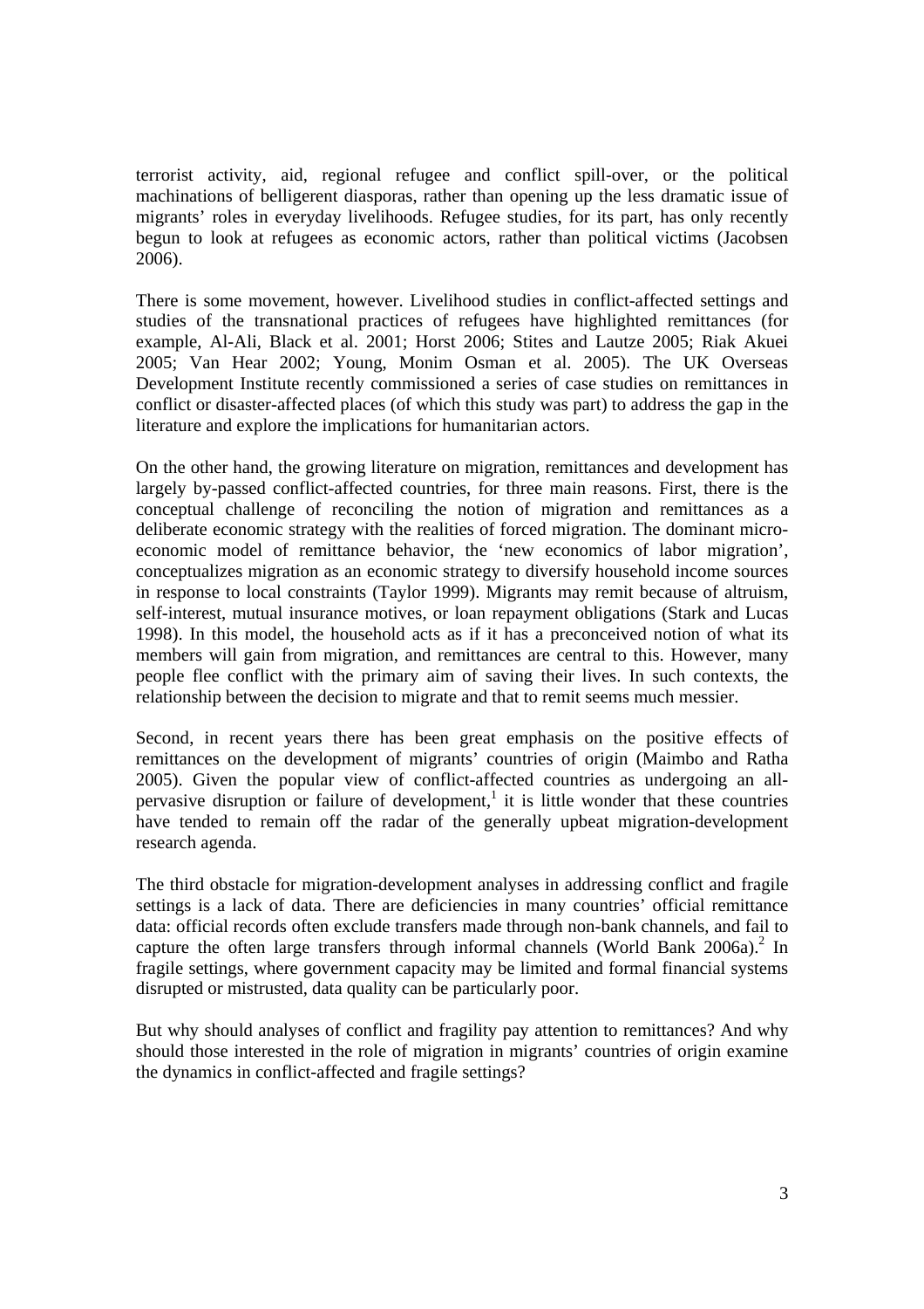terrorist activity, aid, regional refugee and conflict spill-over, or the political machinations of belligerent diasporas, rather than opening up the less dramatic issue of migrants' roles in everyday livelihoods. Refugee studies, for its part, has only recently begun to look at refugees as economic actors, rather than political victims (Jacobsen 2006).

There is some movement, however. Livelihood studies in conflict-affected settings and studies of the transnational practices of refugees have highlighted remittances (for example, Al-Ali, Black et al. 2001; Horst 2006; Stites and Lautze 2005; Riak Akuei 2005; Van Hear 2002; Young, Monim Osman et al. 2005). The UK Overseas Development Institute recently commissioned a series of case studies on remittances in conflict or disaster-affected places (of which this study was part) to address the gap in the literature and explore the implications for humanitarian actors.

On the other hand, the growing literature on migration, remittances and development has largely by-passed conflict-affected countries, for three main reasons. First, there is the conceptual challenge of reconciling the notion of migration and remittances as a deliberate economic strategy with the realities of forced migration. The dominant micro-economic model of remittance behavior, the 'new economics of labor migration', conceptualizes migration as an economic strategy to diversify household income sources in response to local constraints (Taylor 1999). Migrants may remit because of altruism, self-interest, mutual insurance motives, or loan repayment obligations (Stark and Lucas 1998). In this model, the household acts as if it has a preconceived notion of what its members will gain from migration, and remittances are central to this. However, many people flee conflict with the primary aim of saving their lives. In such contexts, the relationship between the decision to migrate and that to remit seems much messier.

Second, in recent years there has been great emphasis on the positive effects of remittances on the development of migrants' countries of origin (Maimbo and Ratha 2005). Given the popular view of conflict-affected countries as undergoing an all-pervasive disruption or failure of development,[1] it is little wonder that these countries have tended to remain off the radar of the generally upbeat migration-development research agenda.

The third obstacle for migration-development analyses in addressing conflict and fragile settings is a lack of data. There are deficiencies in many countries' official remittance data: official records often exclude transfers made through non-bank channels, and fail to capture the often large transfers through informal channels (World Bank 2006a).[2] In fragile settings, where government capacity may be limited and formal financial systems disrupted or mistrusted, data quality can be particularly poor.

But why should analyses of conflict and fragility pay attention to remittances? And why should those interested in the role of migration in migrants' countries of origin examine the dynamics in conflict-affected and fragile settings?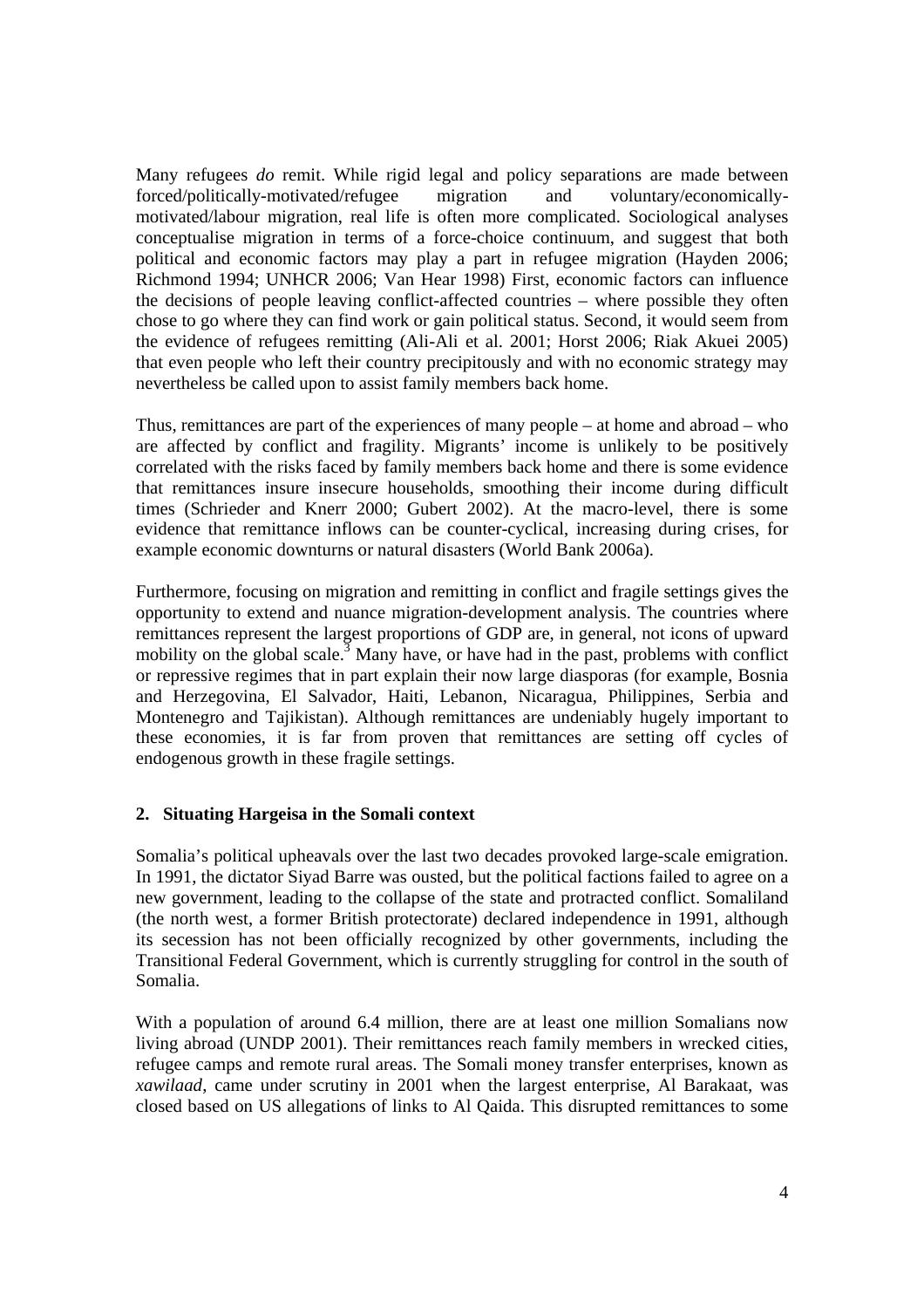Many refugees *do* remit. While rigid legal and policy separations are made between forced/politically-motivated/refugee migration and voluntary/economically-motivated/labour migration, real life is often more complicated. Sociological analyses conceptualise migration in terms of a force-choice continuum, and suggest that both political and economic factors may play a part in refugee migration (Hayden 2006; Richmond 1994; UNHCR 2006; Van Hear 1998) First, economic factors can influence the decisions of people leaving conflict-affected countries – where possible they often chose to go where they can find work or gain political status. Second, it would seem from the evidence of refugees remitting (Ali-Ali et al. 2001; Horst 2006; Riak Akuei 2005) that even people who left their country precipitously and with no economic strategy may nevertheless be called upon to assist family members back home.

Thus, remittances are part of the experiences of many people – at home and abroad – who are affected by conflict and fragility. Migrants' income is unlikely to be positively correlated with the risks faced by family members back home and there is some evidence that remittances insure insecure households, smoothing their income during difficult times (Schrieder and Knerr 2000; Gubert 2002). At the macro-level, there is some evidence that remittance inflows can be counter-cyclical, increasing during crises, for example economic downturns or natural disasters (World Bank 2006a).

Furthermore, focusing on migration and remitting in conflict and fragile settings gives the opportunity to extend and nuance migration-development analysis. The countries where remittances represent the largest proportions of GDP are, in general, not icons of upward mobility on the global scale.[3] Many have, or have had in the past, problems with conflict or repressive regimes that in part explain their now large diasporas (for example, Bosnia and Herzegovina, El Salvador, Haiti, Lebanon, Nicaragua, Philippines, Serbia and Montenegro and Tajikistan). Although remittances are undeniably hugely important to these economies, it is far from proven that remittances are setting off cycles of endogenous growth in these fragile settings.

## 2. Situating Hargeisa in the Somali context

Somalia's political upheavals over the last two decades provoked large-scale emigration. In 1991, the dictator Siyad Barre was ousted, but the political factions failed to agree on a new government, leading to the collapse of the state and protracted conflict. Somaliland (the north west, a former British protectorate) declared independence in 1991, although its secession has not been officially recognized by other governments, including the Transitional Federal Government, which is currently struggling for control in the south of Somalia.

With a population of around 6.4 million, there are at least one million Somalians now living abroad (UNDP 2001). Their remittances reach family members in wrecked cities, refugee camps and remote rural areas. The Somali money transfer enterprises, known as *xawilaad*, came under scrutiny in 2001 when the largest enterprise, Al Barakaat, was closed based on US allegations of links to Al Qaida. This disrupted remittances to some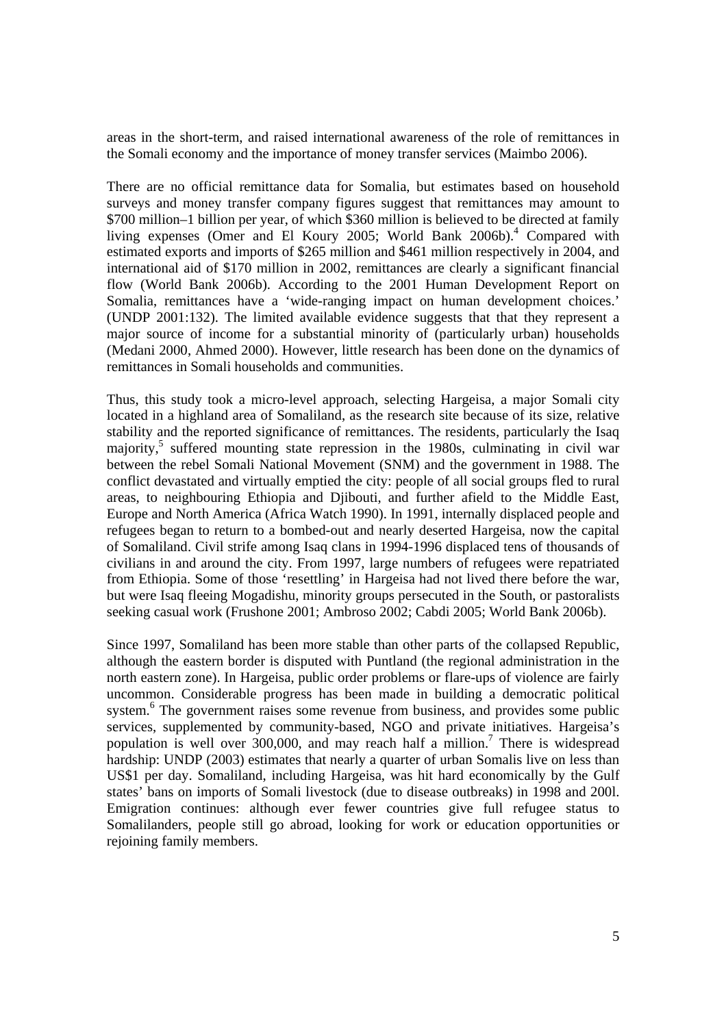areas in the short-term, and raised international awareness of the role of remittances in the Somali economy and the importance of money transfer services (Maimbo 2006).

There are no official remittance data for Somalia, but estimates based on household surveys and money transfer company figures suggest that remittances may amount to \$700 million–1 billion per year, of which \$360 million is believed to be directed at family living expenses (Omer and El Koury 2005; World Bank 2006b).[4] Compared with estimated exports and imports of \$265 million and \$461 million respectively in 2004, and international aid of \$170 million in 2002, remittances are clearly a significant financial flow (World Bank 2006b). According to the 2001 Human Development Report on Somalia, remittances have a 'wide-ranging impact on human development choices.' (UNDP 2001:132). The limited available evidence suggests that that they represent a major source of income for a substantial minority of (particularly urban) households (Medani 2000, Ahmed 2000). However, little research has been done on the dynamics of remittances in Somali households and communities.

Thus, this study took a micro-level approach, selecting Hargeisa, a major Somali city located in a highland area of Somaliland, as the research site because of its size, relative stability and the reported significance of remittances. The residents, particularly the Isaq majority,[5] suffered mounting state repression in the 1980s, culminating in civil war between the rebel Somali National Movement (SNM) and the government in 1988. The conflict devastated and virtually emptied the city: people of all social groups fled to rural areas, to neighbouring Ethiopia and Djibouti, and further afield to the Middle East, Europe and North America (Africa Watch 1990). In 1991, internally displaced people and refugees began to return to a bombed-out and nearly deserted Hargeisa, now the capital of Somaliland. Civil strife among Isaq clans in 1994-1996 displaced tens of thousands of civilians in and around the city. From 1997, large numbers of refugees were repatriated from Ethiopia. Some of those 'resettling' in Hargeisa had not lived there before the war, but were Isaq fleeing Mogadishu, minority groups persecuted in the South, or pastoralists seeking casual work (Frushone 2001; Ambroso 2002; Cabdi 2005; World Bank 2006b).

Since 1997, Somaliland has been more stable than other parts of the collapsed Republic, although the eastern border is disputed with Puntland (the regional administration in the north eastern zone). In Hargeisa, public order problems or flare-ups of violence are fairly uncommon. Considerable progress has been made in building a democratic political system.[6] The government raises some revenue from business, and provides some public services, supplemented by community-based, NGO and private initiatives. Hargeisa's population is well over 300,000, and may reach half a million.[7] There is widespread hardship: UNDP (2003) estimates that nearly a quarter of urban Somalis live on less than US\$1 per day. Somaliland, including Hargeisa, was hit hard economically by the Gulf states' bans on imports of Somali livestock (due to disease outbreaks) in 1998 and 200l. Emigration continues: although ever fewer countries give full refugee status to Somalilanders, people still go abroad, looking for work or education opportunities or rejoining family members.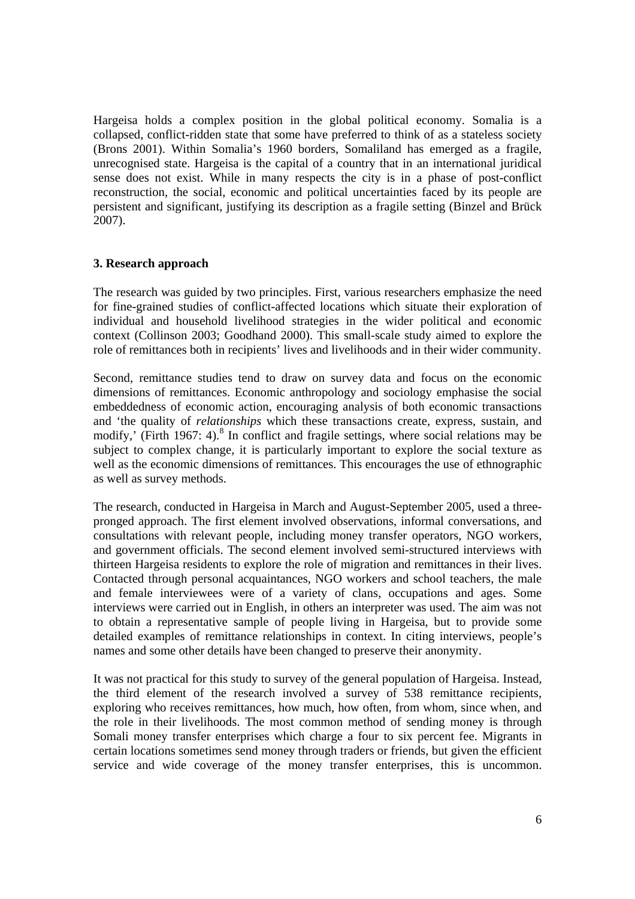Hargeisa holds a complex position in the global political economy. Somalia is a collapsed, conflict-ridden state that some have preferred to think of as a stateless society (Brons 2001). Within Somalia's 1960 borders, Somaliland has emerged as a fragile, unrecognised state. Hargeisa is the capital of a country that in an international juridical sense does not exist. While in many respects the city is in a phase of post-conflict reconstruction, the social, economic and political uncertainties faced by its people are persistent and significant, justifying its description as a fragile setting (Binzel and Brück 2007).

### 3. Research approach

The research was guided by two principles. First, various researchers emphasize the need for fine-grained studies of conflict-affected locations which situate their exploration of individual and household livelihood strategies in the wider political and economic context (Collinson 2003; Goodhand 2000). This small-scale study aimed to explore the role of remittances both in recipients' lives and livelihoods and in their wider community.

Second, remittance studies tend to draw on survey data and focus on the economic dimensions of remittances. Economic anthropology and sociology emphasise the social embeddedness of economic action, encouraging analysis of both economic transactions and 'the quality of *relationships* which these transactions create, express, sustain, and modify,' (Firth 1967: 4).[8] In conflict and fragile settings, where social relations may be subject to complex change, it is particularly important to explore the social texture as well as the economic dimensions of remittances. This encourages the use of ethnographic as well as survey methods.

The research, conducted in Hargeisa in March and August-September 2005, used a three-pronged approach. The first element involved observations, informal conversations, and consultations with relevant people, including money transfer operators, NGO workers, and government officials. The second element involved semi-structured interviews with thirteen Hargeisa residents to explore the role of migration and remittances in their lives. Contacted through personal acquaintances, NGO workers and school teachers, the male and female interviewees were of a variety of clans, occupations and ages. Some interviews were carried out in English, in others an interpreter was used. The aim was not to obtain a representative sample of people living in Hargeisa, but to provide some detailed examples of remittance relationships in context. In citing interviews, people's names and some other details have been changed to preserve their anonymity.

It was not practical for this study to survey of the general population of Hargeisa. Instead, the third element of the research involved a survey of 538 remittance recipients, exploring who receives remittances, how much, how often, from whom, since when, and the role in their livelihoods. The most common method of sending money is through Somali money transfer enterprises which charge a four to six percent fee. Migrants in certain locations sometimes send money through traders or friends, but given the efficient service and wide coverage of the money transfer enterprises, this is uncommon.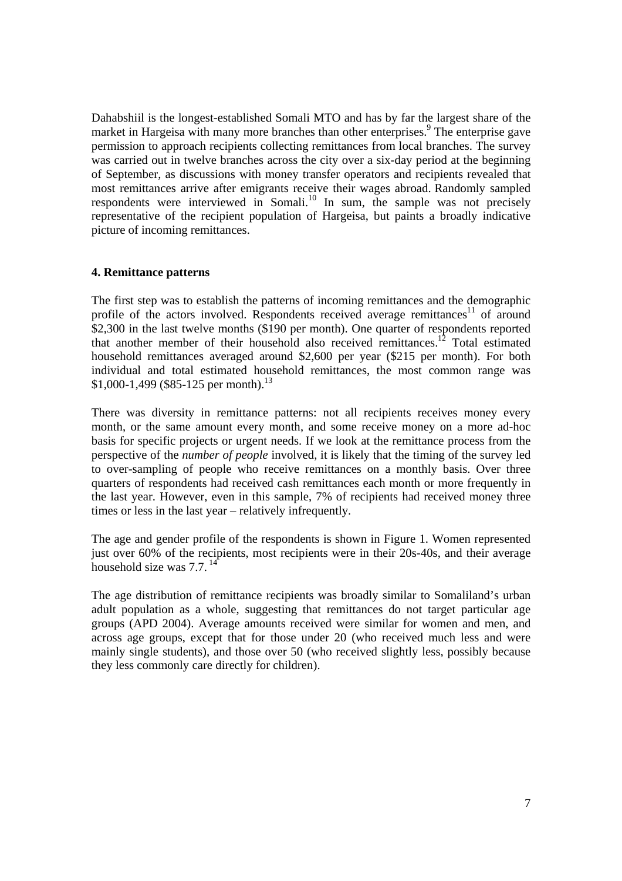Dahabshiil is the longest-established Somali MTO and has by far the largest share of the market in Hargeisa with many more branches than other enterprises.[9] The enterprise gave permission to approach recipients collecting remittances from local branches. The survey was carried out in twelve branches across the city over a six-day period at the beginning of September, as discussions with money transfer operators and recipients revealed that most remittances arrive after emigrants receive their wages abroad. Randomly sampled respondents were interviewed in Somali.[10] In sum, the sample was not precisely representative of the recipient population of Hargeisa, but paints a broadly indicative picture of incoming remittances.

### 4. Remittance patterns

The first step was to establish the patterns of incoming remittances and the demographic profile of the actors involved. Respondents received average remittances[11] of around $2,300 in the last twelve months ($190 per month). One quarter of respondents reported that another member of their household also received remittances.[12] Total estimated household remittances averaged around $2,600 per year ($215 per month). For both individual and total estimated household remittances, the most common range was $1,000-1,499 ($85-125 per month).[13]

There was diversity in remittance patterns: not all recipients receives money every month, or the same amount every month, and some receive money on a more ad-hoc basis for specific projects or urgent needs. If we look at the remittance process from the perspective of the *number of people* involved, it is likely that the timing of the survey led to over-sampling of people who receive remittances on a monthly basis. Over three quarters of respondents had received cash remittances each month or more frequently in the last year. However, even in this sample, 7% of recipients had received money three times or less in the last year – relatively infrequently.

The age and gender profile of the respondents is shown in Figure 1. Women represented just over 60% of the recipients, most recipients were in their 20s-40s, and their average household size was 7.7.[14]

The age distribution of remittance recipients was broadly similar to Somaliland's urban adult population as a whole, suggesting that remittances do not target particular age groups (APD 2004). Average amounts received were similar for women and men, and across age groups, except that for those under 20 (who received much less and were mainly single students), and those over 50 (who received slightly less, possibly because they less commonly care directly for children).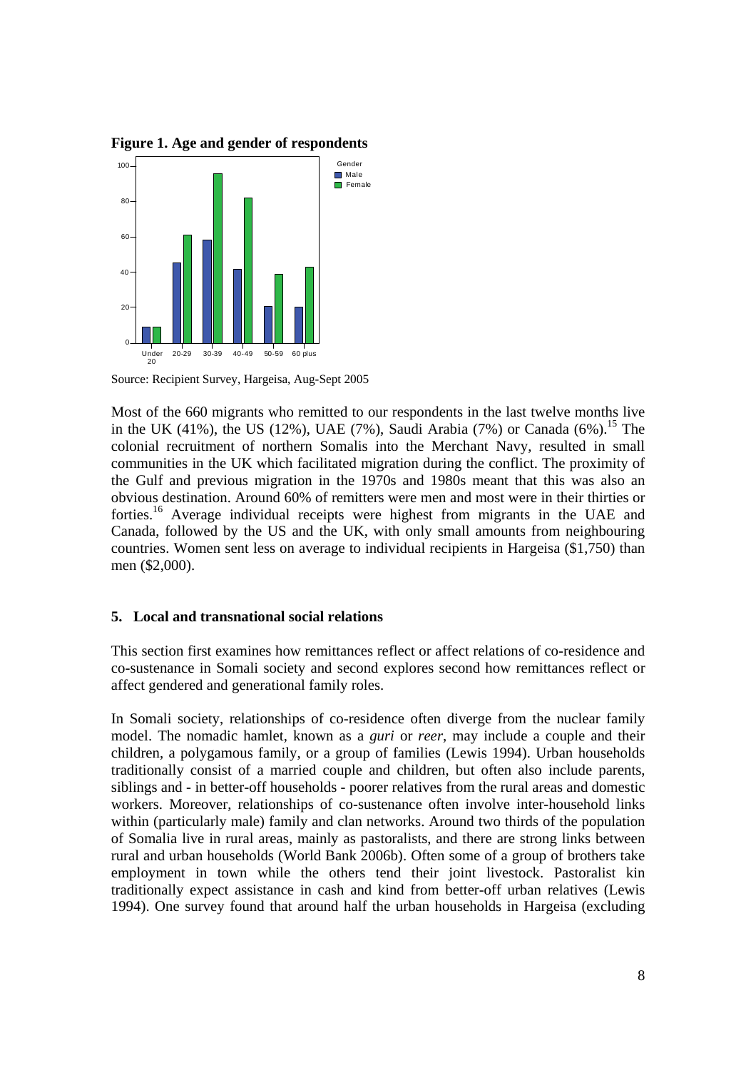**Figure 1. Age and gender of respondents**

Source: Recipient Survey, Hargeisa, Aug-Sept 2005

Most of the 660 migrants who remitted to our respondents in the last twelve months live in the UK (41%), the US (12%), UAE (7%), Saudi Arabia (7%) or Canada (6%).[15] The colonial recruitment of northern Somalis into the Merchant Navy, resulted in small communities in the UK which facilitated migration during the conflict. The proximity of the Gulf and previous migration in the 1970s and 1980s meant that this was also an obvious destination. Around 60% of remitters were men and most were in their thirties or forties.[16] Average individual receipts were highest from migrants in the UAE and Canada, followed by the US and the UK, with only small amounts from neighbouring countries. Women sent less on average to individual recipients in Hargeisa ($1,750) than men ($2,000).

## 5. Local and transnational social relations

This section first examines how remittances reflect or affect relations of co-residence and co-sustenance in Somali society and second explores second how remittances reflect or affect gendered and generational family roles.

In Somali society, relationships of co-residence often diverge from the nuclear family model. The nomadic hamlet, known as a *guri* or *reer*, may include a couple and their children, a polygamous family, or a group of families (Lewis 1994). Urban households traditionally consist of a married couple and children, but often also include parents, siblings and - in better-off households - poorer relatives from the rural areas and domestic workers. Moreover, relationships of co-sustenance often involve inter-household links within (particularly male) family and clan networks. Around two thirds of the population of Somalia live in rural areas, mainly as pastoralists, and there are strong links between rural and urban households (World Bank 2006b). Often some of a group of brothers take employment in town while the others tend their joint livestock. Pastoralist kin traditionally expect assistance in cash and kind from better-off urban relatives (Lewis 1994). One survey found that around half the urban households in Hargeisa (excluding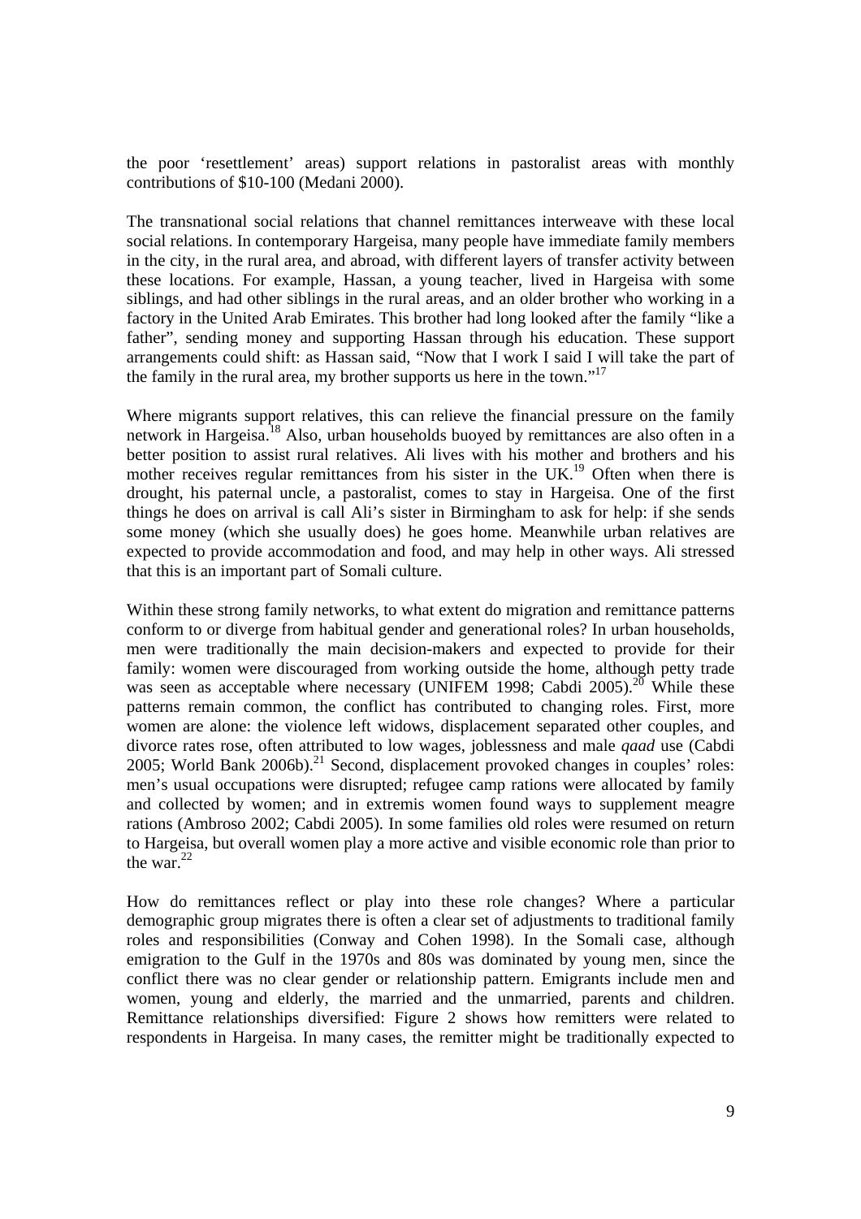the poor 'resettlement' areas) support relations in pastoralist areas with monthly contributions of $10-100 (Medani 2000).

The transnational social relations that channel remittances interweave with these local social relations. In contemporary Hargeisa, many people have immediate family members in the city, in the rural area, and abroad, with different layers of transfer activity between these locations. For example, Hassan, a young teacher, lived in Hargeisa with some siblings, and had other siblings in the rural areas, and an older brother who working in a factory in the United Arab Emirates. This brother had long looked after the family "like a father", sending money and supporting Hassan through his education. These support arrangements could shift: as Hassan said, "Now that I work I said I will take the part of the family in the rural area, my brother supports us here in the town."[17]

Where migrants support relatives, this can relieve the financial pressure on the family network in Hargeisa.[18] Also, urban households buoyed by remittances are also often in a better position to assist rural relatives. Ali lives with his mother and brothers and his mother receives regular remittances from his sister in the UK.[19] Often when there is drought, his paternal uncle, a pastoralist, comes to stay in Hargeisa. One of the first things he does on arrival is call Ali's sister in Birmingham to ask for help: if she sends some money (which she usually does) he goes home. Meanwhile urban relatives are expected to provide accommodation and food, and may help in other ways. Ali stressed that this is an important part of Somali culture.

Within these strong family networks, to what extent do migration and remittance patterns conform to or diverge from habitual gender and generational roles? In urban households, men were traditionally the main decision-makers and expected to provide for their family: women were discouraged from working outside the home, although petty trade was seen as acceptable where necessary (UNIFEM 1998; Cabdi 2005).[20] While these patterns remain common, the conflict has contributed to changing roles. First, more women are alone: the violence left widows, displacement separated other couples, and divorce rates rose, often attributed to low wages, joblessness and male *qaad* use (Cabdi 2005; World Bank 2006b).[21] Second, displacement provoked changes in couples' roles: men's usual occupations were disrupted; refugee camp rations were allocated by family and collected by women; and in extremis women found ways to supplement meagre rations (Ambroso 2002; Cabdi 2005). In some families old roles were resumed on return to Hargeisa, but overall women play a more active and visible economic role than prior to the war.[22]

How do remittances reflect or play into these role changes? Where a particular demographic group migrates there is often a clear set of adjustments to traditional family roles and responsibilities (Conway and Cohen 1998). In the Somali case, although emigration to the Gulf in the 1970s and 80s was dominated by young men, since the conflict there was no clear gender or relationship pattern. Emigrants include men and women, young and elderly, the married and the unmarried, parents and children. Remittance relationships diversified: Figure 2 shows how remitters were related to respondents in Hargeisa. In many cases, the remitter might be traditionally expected to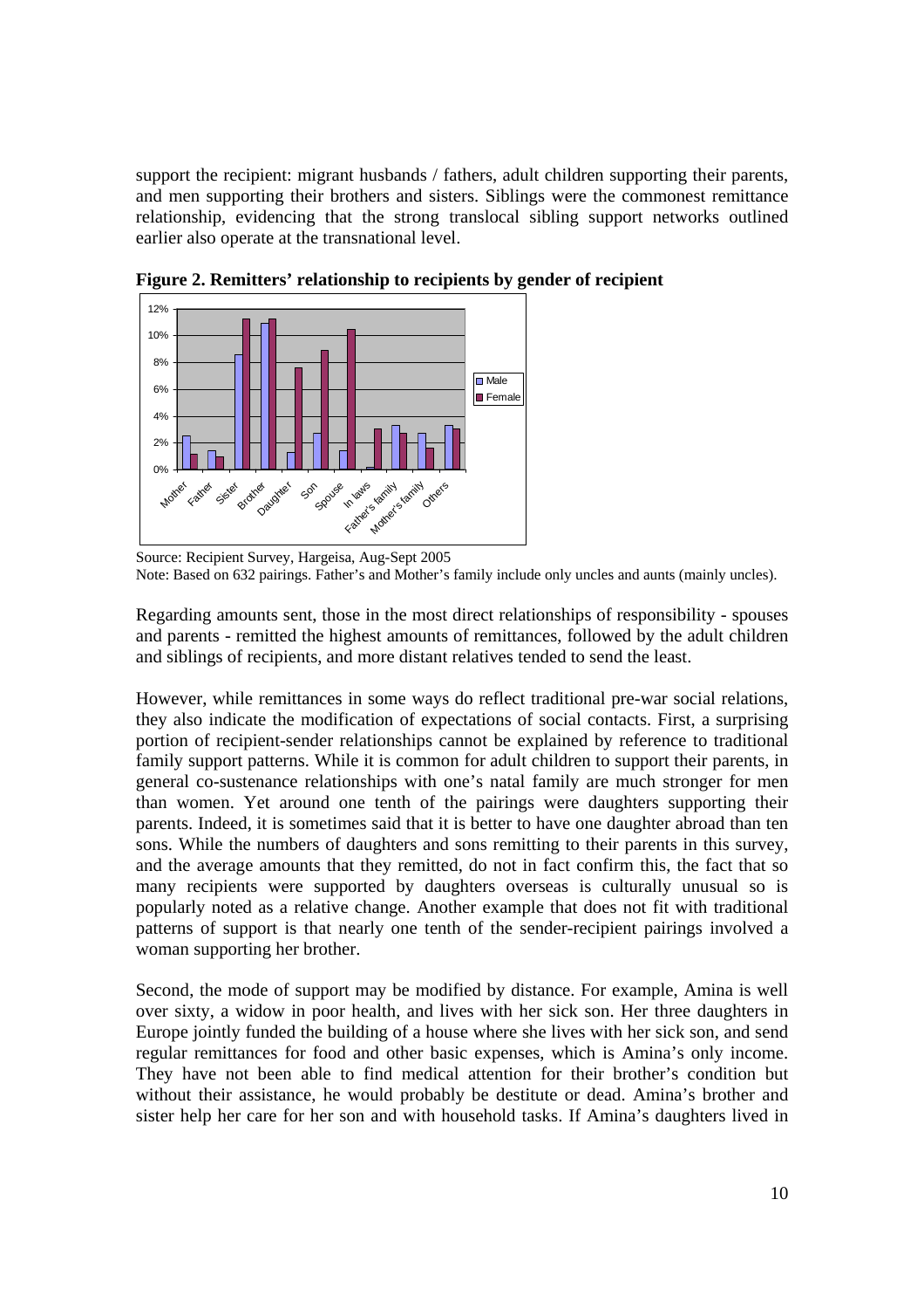support the recipient: migrant husbands / fathers, adult children supporting their parents, and men supporting their brothers and sisters. Siblings were the commonest remittance relationship, evidencing that the strong translocal sibling support networks outlined earlier also operate at the transnational level.

**Figure 2. Remitters' relationship to recipients by gender of recipient**

Source: Recipient Survey, Hargeisa, Aug-Sept 2005

Note: Based on 632 pairings. Father's and Mother's family include only uncles and aunts (mainly uncles).

Regarding amounts sent, those in the most direct relationships of responsibility - spouses and parents - remitted the highest amounts of remittances, followed by the adult children and siblings of recipients, and more distant relatives tended to send the least.

However, while remittances in some ways do reflect traditional pre-war social relations, they also indicate the modification of expectations of social contacts. First, a surprising portion of recipient-sender relationships cannot be explained by reference to traditional family support patterns. While it is common for adult children to support their parents, in general co-sustenance relationships with one's natal family are much stronger for men than women. Yet around one tenth of the pairings were daughters supporting their parents. Indeed, it is sometimes said that it is better to have one daughter abroad than ten sons. While the numbers of daughters and sons remitting to their parents in this survey, and the average amounts that they remitted, do not in fact confirm this, the fact that so many recipients were supported by daughters overseas is culturally unusual so is popularly noted as a relative change. Another example that does not fit with traditional patterns of support is that nearly one tenth of the sender-recipient pairings involved a woman supporting her brother.

Second, the mode of support may be modified by distance. For example, Amina is well over sixty, a widow in poor health, and lives with her sick son. Her three daughters in Europe jointly funded the building of a house where she lives with her sick son, and send regular remittances for food and other basic expenses, which is Amina's only income. They have not been able to find medical attention for their brother's condition but without their assistance, he would probably be destitute or dead. Amina's brother and sister help her care for her son and with household tasks. If Amina's daughters lived in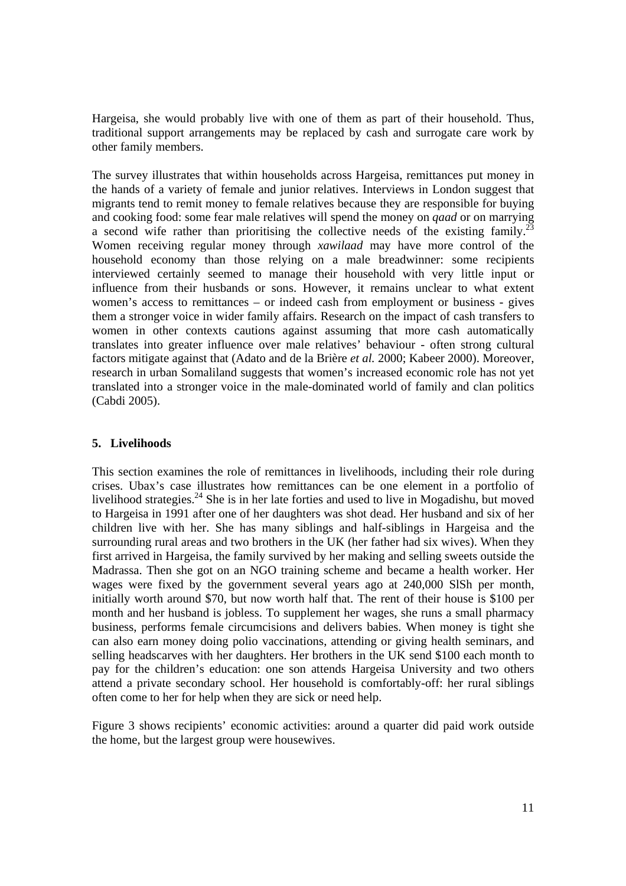Hargeisa, she would probably live with one of them as part of their household. Thus, traditional support arrangements may be replaced by cash and surrogate care work by other family members.

The survey illustrates that within households across Hargeisa, remittances put money in the hands of a variety of female and junior relatives. Interviews in London suggest that migrants tend to remit money to female relatives because they are responsible for buying and cooking food: some fear male relatives will spend the money on *qaad* or on marrying a second wife rather than prioritising the collective needs of the existing family.[23] Women receiving regular money through *xawilaad* may have more control of the household economy than those relying on a male breadwinner: some recipients interviewed certainly seemed to manage their household with very little input or influence from their husbands or sons. However, it remains unclear to what extent women's access to remittances – or indeed cash from employment or business - gives them a stronger voice in wider family affairs. Research on the impact of cash transfers to women in other contexts cautions against assuming that more cash automatically translates into greater influence over male relatives' behaviour - often strong cultural factors mitigate against that (Adato and de la Brière *et al.* 2000; Kabeer 2000). Moreover, research in urban Somaliland suggests that women's increased economic role has not yet translated into a stronger voice in the male-dominated world of family and clan politics (Cabdi 2005).

## 5. Livelihoods

This section examines the role of remittances in livelihoods, including their role during crises. Ubax's case illustrates how remittances can be one element in a portfolio of livelihood strategies.[24] She is in her late forties and used to live in Mogadishu, but moved to Hargeisa in 1991 after one of her daughters was shot dead. Her husband and six of her children live with her. She has many siblings and half-siblings in Hargeisa and the surrounding rural areas and two brothers in the UK (her father had six wives). When they first arrived in Hargeisa, the family survived by her making and selling sweets outside the Madrassa. Then she got on an NGO training scheme and became a health worker. Her wages were fixed by the government several years ago at 240,000 SlSh per month, initially worth around $70, but now worth half that. The rent of their house is $100 per month and her husband is jobless. To supplement her wages, she runs a small pharmacy business, performs female circumcisions and delivers babies. When money is tight she can also earn money doing polio vaccinations, attending or giving health seminars, and selling headscarves with her daughters. Her brothers in the UK send $100 each month to pay for the children's education: one son attends Hargeisa University and two others attend a private secondary school. Her household is comfortably-off: her rural siblings often come to her for help when they are sick or need help.

Figure 3 shows recipients' economic activities: around a quarter did paid work outside the home, but the largest group were housewives.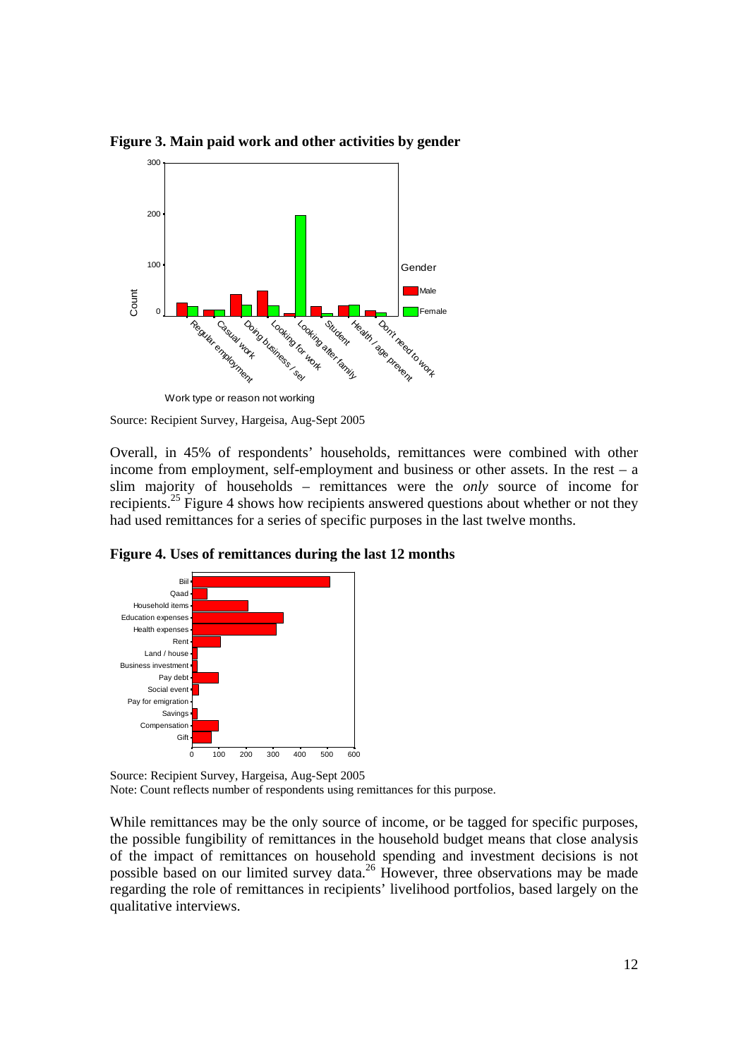**Figure 3. Main paid work and other activities by gender**

Source: Recipient Survey, Hargeisa, Aug-Sept 2005

Overall, in 45% of respondents' households, remittances were combined with other income from employment, self-employment and business or other assets. In the rest – a slim majority of households – remittances were the *only* source of income for recipients.[25] Figure 4 shows how recipients answered questions about whether or not they had used remittances for a series of specific purposes in the last twelve months.

**Figure 4. Uses of remittances during the last 12 months**

Source: Recipient Survey, Hargeisa, Aug-Sept 2005
Note: Count reflects number of respondents using remittances for this purpose.

While remittances may be the only source of income, or be tagged for specific purposes, the possible fungibility of remittances in the household budget means that close analysis of the impact of remittances on household spending and investment decisions is not possible based on our limited survey data.[26] However, three observations may be made regarding the role of remittances in recipients' livelihood portfolios, based largely on the qualitative interviews.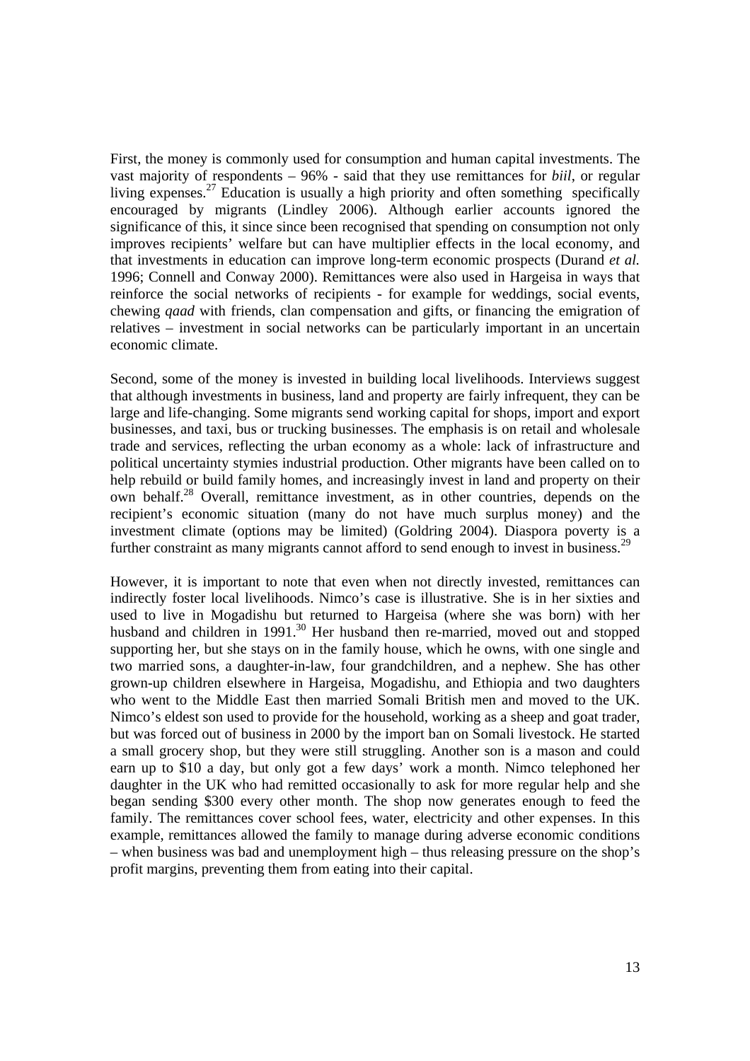First, the money is commonly used for consumption and human capital investments. The vast majority of respondents – 96% - said that they use remittances for *biil*, or regular living expenses.[27] Education is usually a high priority and often something specifically encouraged by migrants (Lindley 2006). Although earlier accounts ignored the significance of this, it since since been recognised that spending on consumption not only improves recipients' welfare but can have multiplier effects in the local economy, and that investments in education can improve long-term economic prospects (Durand *et al.* 1996; Connell and Conway 2000). Remittances were also used in Hargeisa in ways that reinforce the social networks of recipients - for example for weddings, social events, chewing *qaad* with friends, clan compensation and gifts, or financing the emigration of relatives – investment in social networks can be particularly important in an uncertain economic climate.

Second, some of the money is invested in building local livelihoods. Interviews suggest that although investments in business, land and property are fairly infrequent, they can be large and life-changing. Some migrants send working capital for shops, import and export businesses, and taxi, bus or trucking businesses. The emphasis is on retail and wholesale trade and services, reflecting the urban economy as a whole: lack of infrastructure and political uncertainty stymies industrial production. Other migrants have been called on to help rebuild or build family homes, and increasingly invest in land and property on their own behalf.[28] Overall, remittance investment, as in other countries, depends on the recipient's economic situation (many do not have much surplus money) and the investment climate (options may be limited) (Goldring 2004). Diaspora poverty is a further constraint as many migrants cannot afford to send enough to invest in business.[29]

However, it is important to note that even when not directly invested, remittances can indirectly foster local livelihoods. Nimco's case is illustrative. She is in her sixties and used to live in Mogadishu but returned to Hargeisa (where she was born) with her husband and children in 1991.[30] Her husband then re-married, moved out and stopped supporting her, but she stays on in the family house, which he owns, with one single and two married sons, a daughter-in-law, four grandchildren, and a nephew. She has other grown-up children elsewhere in Hargeisa, Mogadishu, and Ethiopia and two daughters who went to the Middle East then married Somali British men and moved to the UK. Nimco's eldest son used to provide for the household, working as a sheep and goat trader, but was forced out of business in 2000 by the import ban on Somali livestock. He started a small grocery shop, but they were still struggling. Another son is a mason and could earn up to \$10 a day, but only got a few days' work a month. Nimco telephoned her daughter in the UK who had remitted occasionally to ask for more regular help and she began sending \$300 every other month. The shop now generates enough to feed the family. The remittances cover school fees, water, electricity and other expenses. In this example, remittances allowed the family to manage during adverse economic conditions – when business was bad and unemployment high – thus releasing pressure on the shop's profit margins, preventing them from eating into their capital.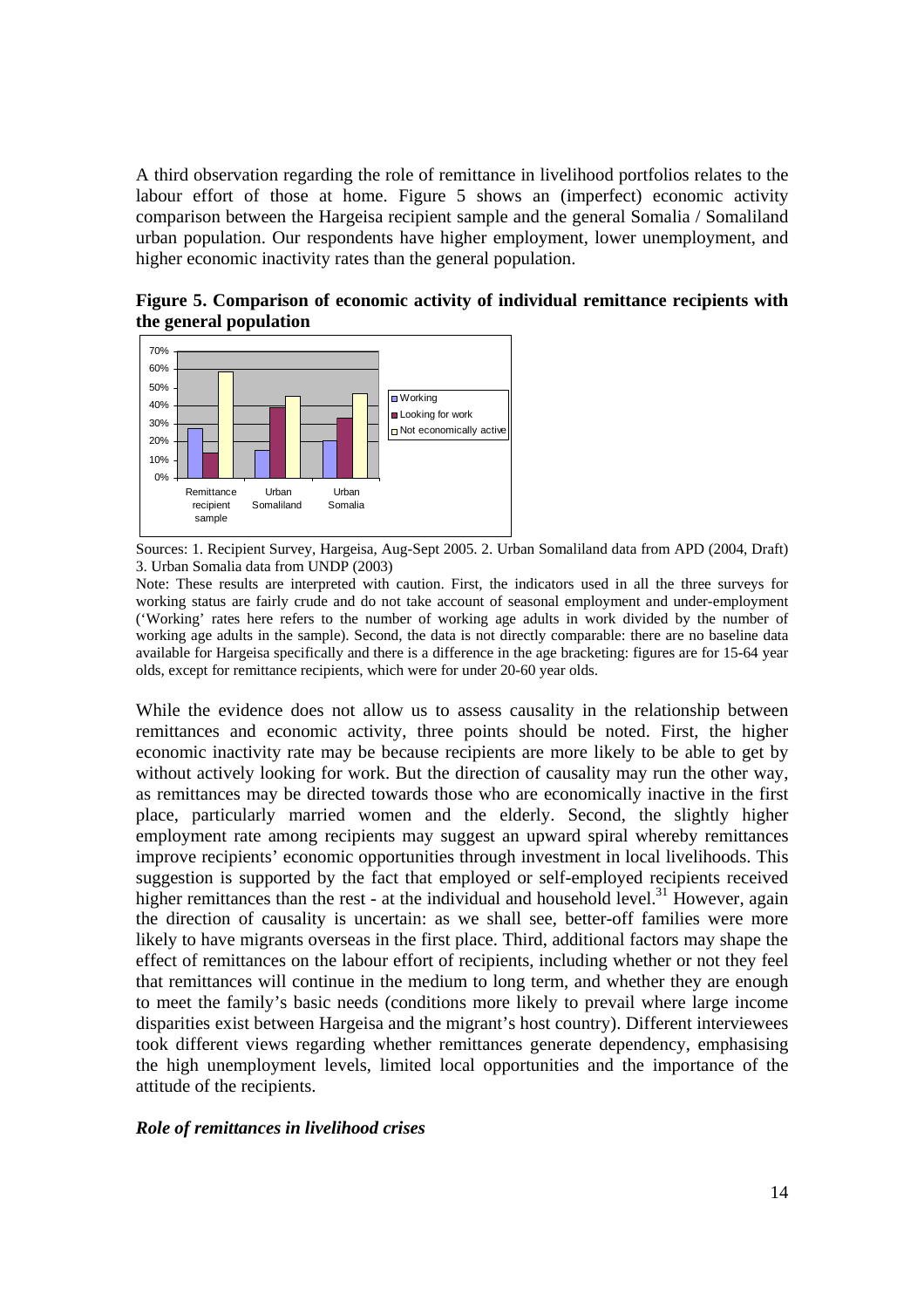A third observation regarding the role of remittance in livelihood portfolios relates to the labour effort of those at home. Figure 5 shows an (imperfect) economic activity comparison between the Hargeisa recipient sample and the general Somalia / Somaliland urban population. Our respondents have higher employment, lower unemployment, and higher economic inactivity rates than the general population.

**Figure 5. Comparison of economic activity of individual remittance recipients with the general population**

Sources: 1. Recipient Survey, Hargeisa, Aug-Sept 2005. 2. Urban Somaliland data from APD (2004, Draft) 3. Urban Somalia data from UNDP (2003)

Note: These results are interpreted with caution. First, the indicators used in all the three surveys for working status are fairly crude and do not take account of seasonal employment and under-employment ('Working' rates here refers to the number of working age adults in work divided by the number of working age adults in the sample). Second, the data is not directly comparable: there are no baseline data available for Hargeisa specifically and there is a difference in the age bracketing: figures are for 15-64 year olds, except for remittance recipients, which were for under 20-60 year olds.

While the evidence does not allow us to assess causality in the relationship between remittances and economic activity, three points should be noted. First, the higher economic inactivity rate may be because recipients are more likely to be able to get by without actively looking for work. But the direction of causality may run the other way, as remittances may be directed towards those who are economically inactive in the first place, particularly married women and the elderly. Second, the slightly higher employment rate among recipients may suggest an upward spiral whereby remittances improve recipients' economic opportunities through investment in local livelihoods. This suggestion is supported by the fact that employed or self-employed recipients received higher remittances than the rest - at the individual and household level.[31] However, again the direction of causality is uncertain: as we shall see, better-off families were more likely to have migrants overseas in the first place. Third, additional factors may shape the effect of remittances on the labour effort of recipients, including whether or not they feel that remittances will continue in the medium to long term, and whether they are enough to meet the family's basic needs (conditions more likely to prevail where large income disparities exist between Hargeisa and the migrant's host country). Different interviewees took different views regarding whether remittances generate dependency, emphasising the high unemployment levels, limited local opportunities and the importance of the attitude of the recipients.

### *Role of remittances in livelihood crises*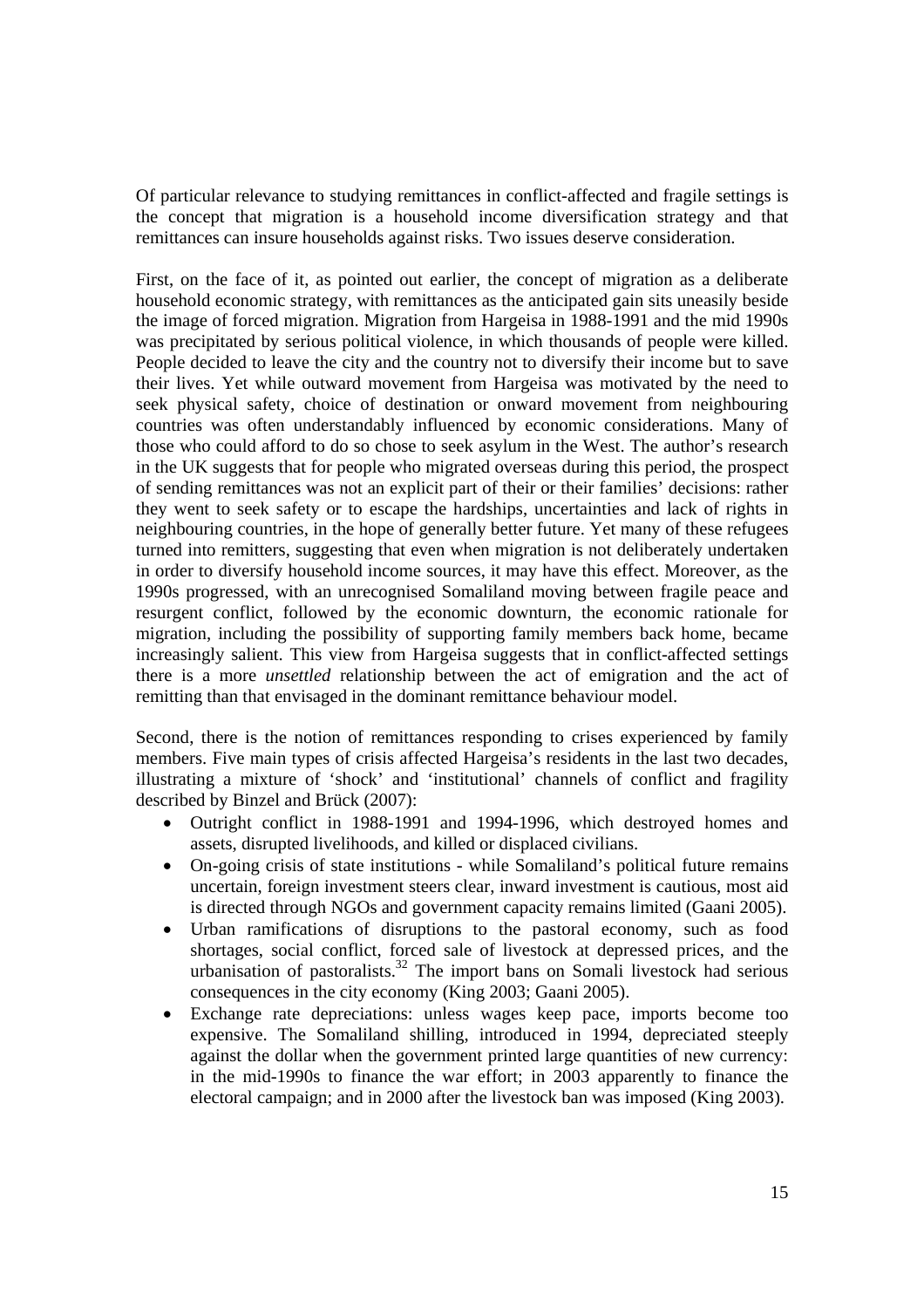Of particular relevance to studying remittances in conflict-affected and fragile settings is the concept that migration is a household income diversification strategy and that remittances can insure households against risks. Two issues deserve consideration.

First, on the face of it, as pointed out earlier, the concept of migration as a deliberate household economic strategy, with remittances as the anticipated gain sits uneasily beside the image of forced migration. Migration from Hargeisa in 1988-1991 and the mid 1990s was precipitated by serious political violence, in which thousands of people were killed. People decided to leave the city and the country not to diversify their income but to save their lives. Yet while outward movement from Hargeisa was motivated by the need to seek physical safety, choice of destination or onward movement from neighbouring countries was often understandably influenced by economic considerations. Many of those who could afford to do so chose to seek asylum in the West. The author's research in the UK suggests that for people who migrated overseas during this period, the prospect of sending remittances was not an explicit part of their or their families' decisions: rather they went to seek safety or to escape the hardships, uncertainties and lack of rights in neighbouring countries, in the hope of generally better future. Yet many of these refugees turned into remitters, suggesting that even when migration is not deliberately undertaken in order to diversify household income sources, it may have this effect. Moreover, as the 1990s progressed, with an unrecognised Somaliland moving between fragile peace and resurgent conflict, followed by the economic downturn, the economic rationale for migration, including the possibility of supporting family members back home, became increasingly salient. This view from Hargeisa suggests that in conflict-affected settings there is a more *unsettled* relationship between the act of emigration and the act of remitting than that envisaged in the dominant remittance behaviour model.

Second, there is the notion of remittances responding to crises experienced by family members. Five main types of crisis affected Hargeisa's residents in the last two decades, illustrating a mixture of 'shock' and 'institutional' channels of conflict and fragility described by Binzel and Brück (2007):

- Outright conflict in 1988-1991 and 1994-1996, which destroyed homes and assets, disrupted livelihoods, and killed or displaced civilians.
- On-going crisis of state institutions - while Somaliland's political future remains uncertain, foreign investment steers clear, inward investment is cautious, most aid is directed through NGOs and government capacity remains limited (Gaani 2005).
- Urban ramifications of disruptions to the pastoral economy, such as food shortages, social conflict, forced sale of livestock at depressed prices, and the urbanisation of pastoralists.[32] The import bans on Somali livestock had serious consequences in the city economy (King 2003; Gaani 2005).
- Exchange rate depreciations: unless wages keep pace, imports become too expensive. The Somaliland shilling, introduced in 1994, depreciated steeply against the dollar when the government printed large quantities of new currency: in the mid-1990s to finance the war effort; in 2003 apparently to finance the electoral campaign; and in 2000 after the livestock ban was imposed (King 2003).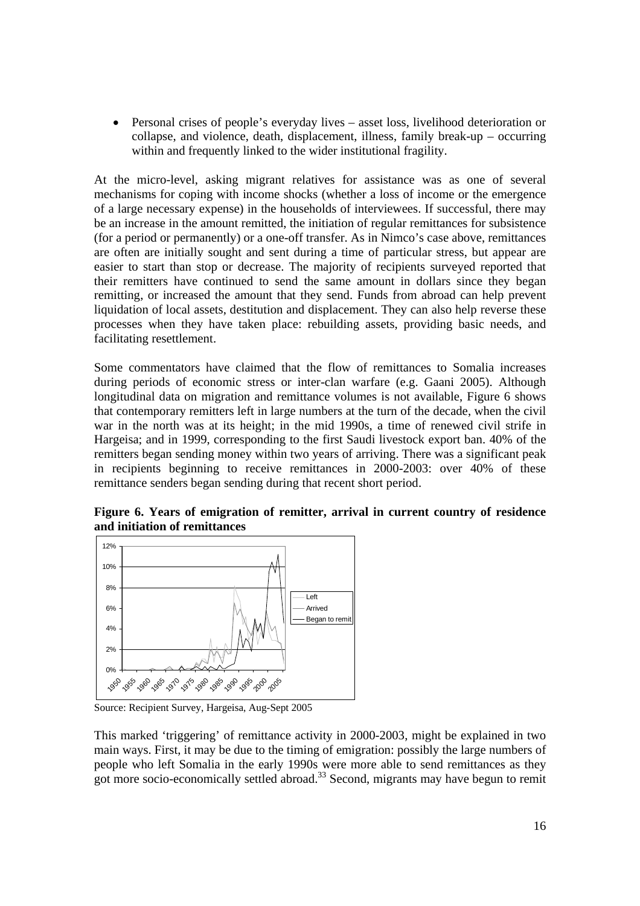- Personal crises of people's everyday lives – asset loss, livelihood deterioration or collapse, and violence, death, displacement, illness, family break-up – occurring within and frequently linked to the wider institutional fragility.

At the micro-level, asking migrant relatives for assistance was as one of several mechanisms for coping with income shocks (whether a loss of income or the emergence of a large necessary expense) in the households of interviewees. If successful, there may be an increase in the amount remitted, the initiation of regular remittances for subsistence (for a period or permanently) or a one-off transfer. As in Nimco's case above, remittances are often are initially sought and sent during a time of particular stress, but appear are easier to start than stop or decrease. The majority of recipients surveyed reported that their remitters have continued to send the same amount in dollars since they began remitting, or increased the amount that they send. Funds from abroad can help prevent liquidation of local assets, destitution and displacement. They can also help reverse these processes when they have taken place: rebuilding assets, providing basic needs, and facilitating resettlement.

Some commentators have claimed that the flow of remittances to Somalia increases during periods of economic stress or inter-clan warfare (e.g. Gaani 2005). Although longitudinal data on migration and remittance volumes is not available, Figure 6 shows that contemporary remitters left in large numbers at the turn of the decade, when the civil war in the north was at its height; in the mid 1990s, a time of renewed civil strife in Hargeisa; and in 1999, corresponding to the first Saudi livestock export ban. 40% of the remitters began sending money within two years of arriving. There was a significant peak in recipients beginning to receive remittances in 2000-2003: over 40% of these remittance senders began sending during that recent short period.

**Figure 6. Years of emigration of remitter, arrival in current country of residence and initiation of remittances**

Source: Recipient Survey, Hargeisa, Aug-Sept 2005

This marked 'triggering' of remittance activity in 2000-2003, might be explained in two main ways. First, it may be due to the timing of emigration: possibly the large numbers of people who left Somalia in the early 1990s were more able to send remittances as they got more socio-economically settled abroad.[33] Second, migrants may have begun to remit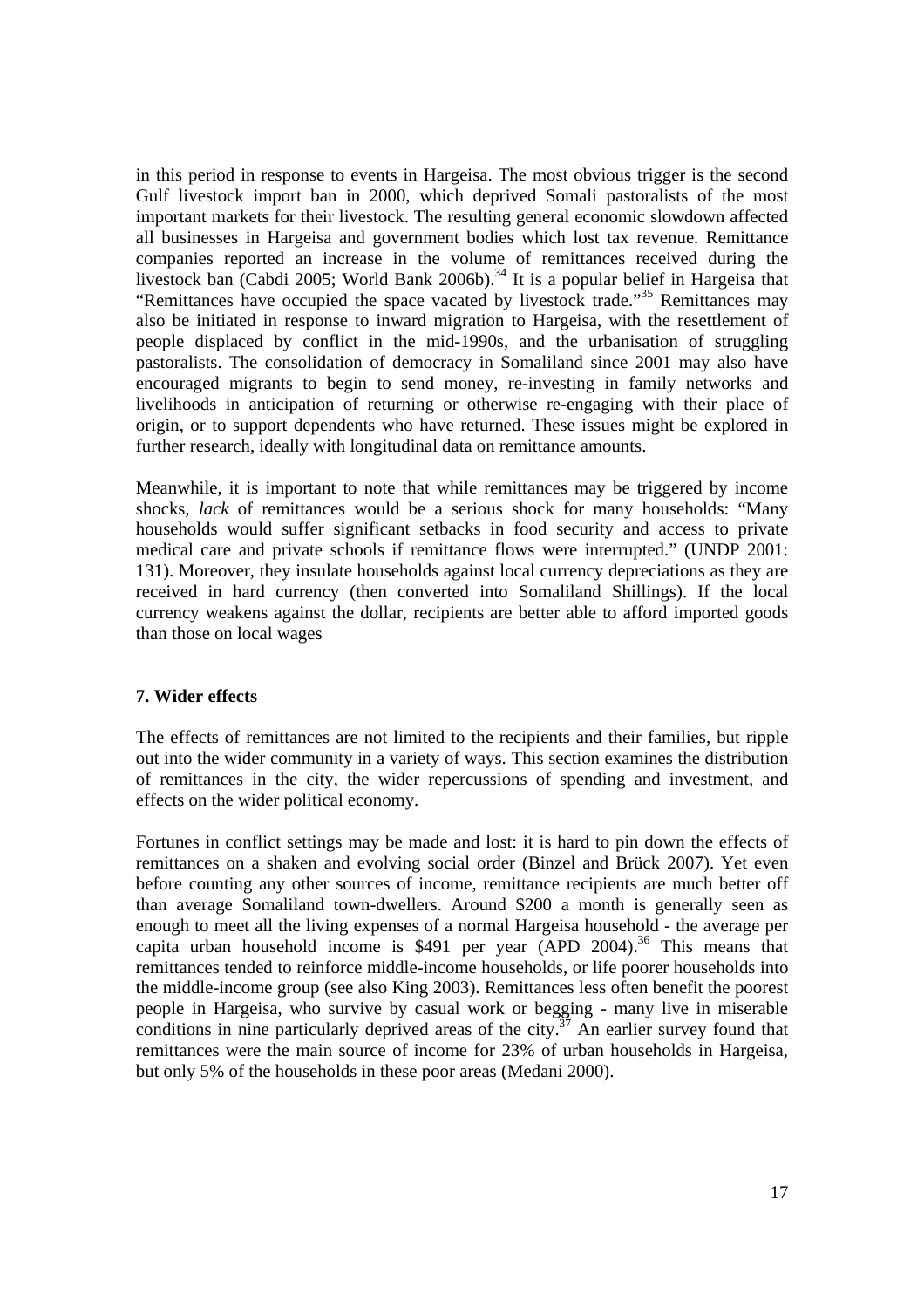in this period in response to events in Hargeisa. The most obvious trigger is the second Gulf livestock import ban in 2000, which deprived Somali pastoralists of the most important markets for their livestock. The resulting general economic slowdown affected all businesses in Hargeisa and government bodies which lost tax revenue. Remittance companies reported an increase in the volume of remittances received during the livestock ban (Cabdi 2005; World Bank 2006b).[34] It is a popular belief in Hargeisa that "Remittances have occupied the space vacated by livestock trade."[35] Remittances may also be initiated in response to inward migration to Hargeisa, with the resettlement of people displaced by conflict in the mid-1990s, and the urbanisation of struggling pastoralists. The consolidation of democracy in Somaliland since 2001 may also have encouraged migrants to begin to send money, re-investing in family networks and livelihoods in anticipation of returning or otherwise re-engaging with their place of origin, or to support dependents who have returned. These issues might be explored in further research, ideally with longitudinal data on remittance amounts.

Meanwhile, it is important to note that while remittances may be triggered by income shocks, *lack* of remittances would be a serious shock for many households: "Many households would suffer significant setbacks in food security and access to private medical care and private schools if remittance flows were interrupted." (UNDP 2001: 131). Moreover, they insulate households against local currency depreciations as they are received in hard currency (then converted into Somaliland Shillings). If the local currency weakens against the dollar, recipients are better able to afford imported goods than those on local wages

## 7. Wider effects

The effects of remittances are not limited to the recipients and their families, but ripple out into the wider community in a variety of ways. This section examines the distribution of remittances in the city, the wider repercussions of spending and investment, and effects on the wider political economy.

Fortunes in conflict settings may be made and lost: it is hard to pin down the effects of remittances on a shaken and evolving social order (Binzel and Brück 2007). Yet even before counting any other sources of income, remittance recipients are much better off than average Somaliland town-dwellers. Around $200 a month is generally seen as enough to meet all the living expenses of a normal Hargeisa household - the average per capita urban household income is $491 per year (APD 2004).[36] This means that remittances tended to reinforce middle-income households, or life poorer households into the middle-income group (see also King 2003). Remittances less often benefit the poorest people in Hargeisa, who survive by casual work or begging - many live in miserable conditions in nine particularly deprived areas of the city.[37] An earlier survey found that remittances were the main source of income for 23% of urban households in Hargeisa, but only 5% of the households in these poor areas (Medani 2000).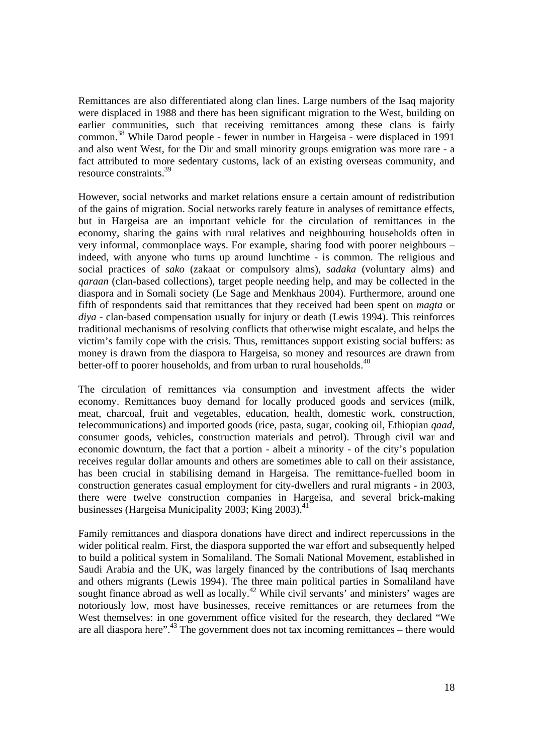Remittances are also differentiated along clan lines. Large numbers of the Isaq majority were displaced in 1988 and there has been significant migration to the West, building on earlier communities, such that receiving remittances among these clans is fairly common.[38] While Darod people - fewer in number in Hargeisa - were displaced in 1991 and also went West, for the Dir and small minority groups emigration was more rare - a fact attributed to more sedentary customs, lack of an existing overseas community, and resource constraints.[39]

However, social networks and market relations ensure a certain amount of redistribution of the gains of migration. Social networks rarely feature in analyses of remittance effects, but in Hargeisa are an important vehicle for the circulation of remittances in the economy, sharing the gains with rural relatives and neighbouring households often in very informal, commonplace ways. For example, sharing food with poorer neighbours – indeed, with anyone who turns up around lunchtime - is common. The religious and social practices of *sako* (zakaat or compulsory alms), *sadaka* (voluntary alms) and *qaraan* (clan-based collections), target people needing help, and may be collected in the diaspora and in Somali society (Le Sage and Menkhaus 2004). Furthermore, around one fifth of respondents said that remittances that they received had been spent on *magta* or *diya* - clan-based compensation usually for injury or death (Lewis 1994). This reinforces traditional mechanisms of resolving conflicts that otherwise might escalate, and helps the victim's family cope with the crisis. Thus, remittances support existing social buffers: as money is drawn from the diaspora to Hargeisa, so money and resources are drawn from better-off to poorer households, and from urban to rural households.[40]

The circulation of remittances via consumption and investment affects the wider economy. Remittances buoy demand for locally produced goods and services (milk, meat, charcoal, fruit and vegetables, education, health, domestic work, construction, telecommunications) and imported goods (rice, pasta, sugar, cooking oil, Ethiopian *qaad*, consumer goods, vehicles, construction materials and petrol). Through civil war and economic downturn, the fact that a portion - albeit a minority - of the city's population receives regular dollar amounts and others are sometimes able to call on their assistance, has been crucial in stabilising demand in Hargeisa. The remittance-fuelled boom in construction generates casual employment for city-dwellers and rural migrants - in 2003, there were twelve construction companies in Hargeisa, and several brick-making businesses (Hargeisa Municipality 2003; King 2003).[41]

Family remittances and diaspora donations have direct and indirect repercussions in the wider political realm. First, the diaspora supported the war effort and subsequently helped to build a political system in Somaliland. The Somali National Movement, established in Saudi Arabia and the UK, was largely financed by the contributions of Isaq merchants and others migrants (Lewis 1994). The three main political parties in Somaliland have sought finance abroad as well as locally.[42] While civil servants' and ministers' wages are notoriously low, most have businesses, receive remittances or are returnees from the West themselves: in one government office visited for the research, they declared "We are all diaspora here".[43] The government does not tax incoming remittances – there would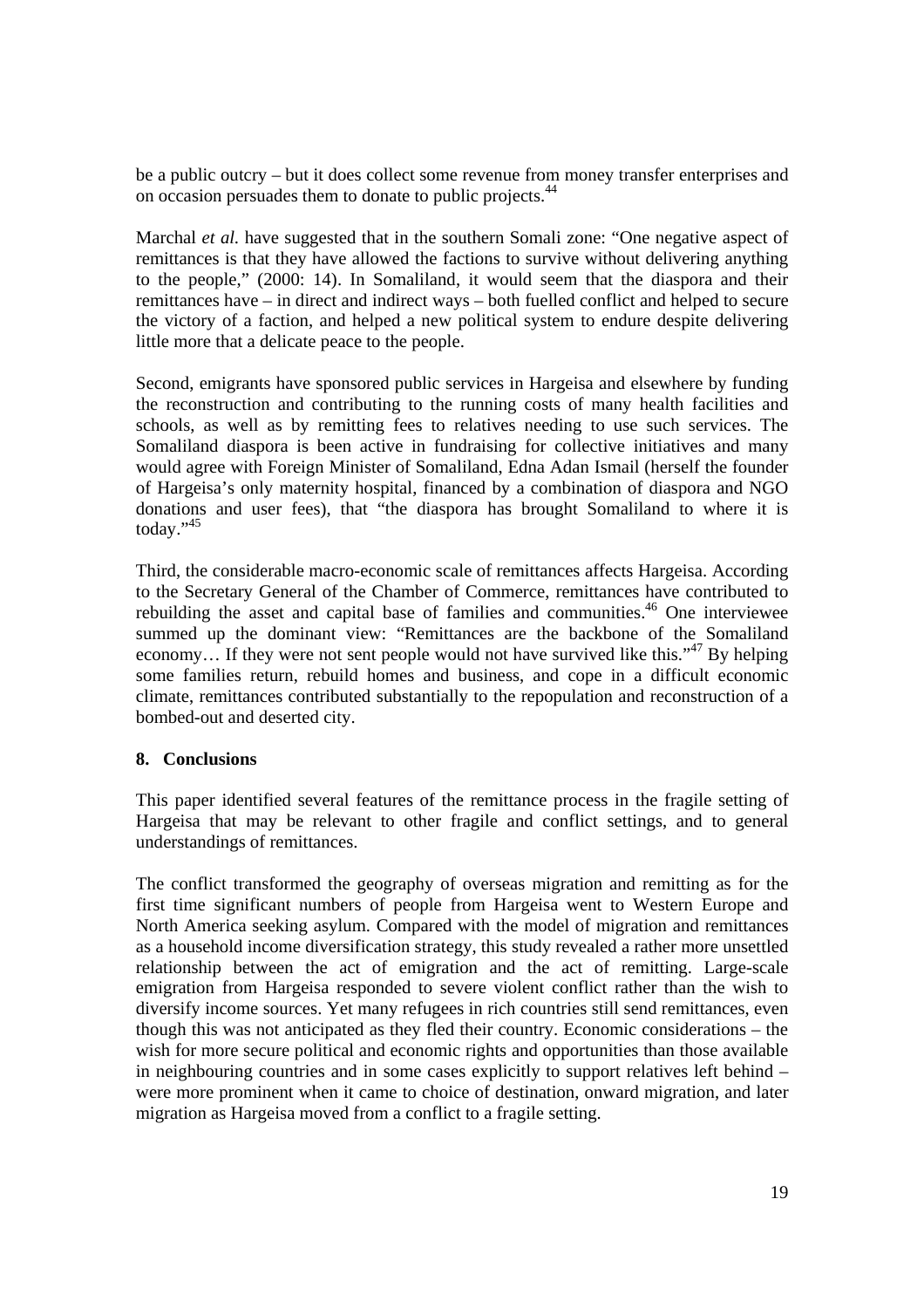be a public outcry – but it does collect some revenue from money transfer enterprises and on occasion persuades them to donate to public projects.[44]

Marchal *et al.* have suggested that in the southern Somali zone: "One negative aspect of remittances is that they have allowed the factions to survive without delivering anything to the people," (2000: 14). In Somaliland, it would seem that the diaspora and their remittances have – in direct and indirect ways – both fuelled conflict and helped to secure the victory of a faction, and helped a new political system to endure despite delivering little more that a delicate peace to the people.

Second, emigrants have sponsored public services in Hargeisa and elsewhere by funding the reconstruction and contributing to the running costs of many health facilities and schools, as well as by remitting fees to relatives needing to use such services. The Somaliland diaspora is been active in fundraising for collective initiatives and many would agree with Foreign Minister of Somaliland, Edna Adan Ismail (herself the founder of Hargeisa's only maternity hospital, financed by a combination of diaspora and NGO donations and user fees), that "the diaspora has brought Somaliland to where it is today."[45]

Third, the considerable macro-economic scale of remittances affects Hargeisa. According to the Secretary General of the Chamber of Commerce, remittances have contributed to rebuilding the asset and capital base of families and communities.[46] One interviewee summed up the dominant view: "Remittances are the backbone of the Somaliland economy… If they were not sent people would not have survived like this."[47] By helping some families return, rebuild homes and business, and cope in a difficult economic climate, remittances contributed substantially to the repopulation and reconstruction of a bombed-out and deserted city.

## 8. Conclusions

This paper identified several features of the remittance process in the fragile setting of Hargeisa that may be relevant to other fragile and conflict settings, and to general understandings of remittances.

The conflict transformed the geography of overseas migration and remitting as for the first time significant numbers of people from Hargeisa went to Western Europe and North America seeking asylum. Compared with the model of migration and remittances as a household income diversification strategy, this study revealed a rather more unsettled relationship between the act of emigration and the act of remitting. Large-scale emigration from Hargeisa responded to severe violent conflict rather than the wish to diversify income sources. Yet many refugees in rich countries still send remittances, even though this was not anticipated as they fled their country. Economic considerations – the wish for more secure political and economic rights and opportunities than those available in neighbouring countries and in some cases explicitly to support relatives left behind – were more prominent when it came to choice of destination, onward migration, and later migration as Hargeisa moved from a conflict to a fragile setting.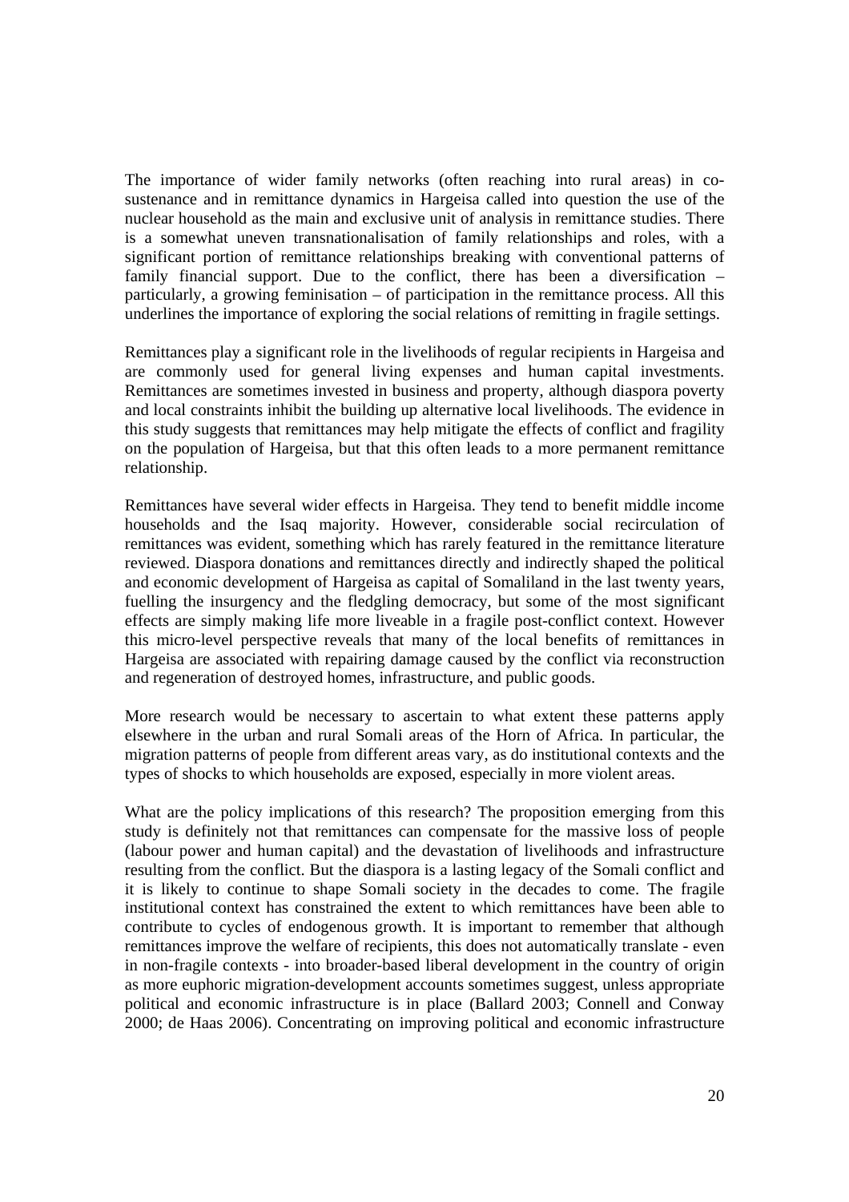The importance of wider family networks (often reaching into rural areas) in co-sustenance and in remittance dynamics in Hargeisa called into question the use of the nuclear household as the main and exclusive unit of analysis in remittance studies. There is a somewhat uneven transnationalisation of family relationships and roles, with a significant portion of remittance relationships breaking with conventional patterns of family financial support. Due to the conflict, there has been a diversification – particularly, a growing feminisation – of participation in the remittance process. All this underlines the importance of exploring the social relations of remitting in fragile settings.

Remittances play a significant role in the livelihoods of regular recipients in Hargeisa and are commonly used for general living expenses and human capital investments. Remittances are sometimes invested in business and property, although diaspora poverty and local constraints inhibit the building up alternative local livelihoods. The evidence in this study suggests that remittances may help mitigate the effects of conflict and fragility on the population of Hargeisa, but that this often leads to a more permanent remittance relationship.

Remittances have several wider effects in Hargeisa. They tend to benefit middle income households and the Isaq majority. However, considerable social recirculation of remittances was evident, something which has rarely featured in the remittance literature reviewed. Diaspora donations and remittances directly and indirectly shaped the political and economic development of Hargeisa as capital of Somaliland in the last twenty years, fuelling the insurgency and the fledgling democracy, but some of the most significant effects are simply making life more liveable in a fragile post-conflict context. However this micro-level perspective reveals that many of the local benefits of remittances in Hargeisa are associated with repairing damage caused by the conflict via reconstruction and regeneration of destroyed homes, infrastructure, and public goods.

More research would be necessary to ascertain to what extent these patterns apply elsewhere in the urban and rural Somali areas of the Horn of Africa. In particular, the migration patterns of people from different areas vary, as do institutional contexts and the types of shocks to which households are exposed, especially in more violent areas.

What are the policy implications of this research? The proposition emerging from this study is definitely not that remittances can compensate for the massive loss of people (labour power and human capital) and the devastation of livelihoods and infrastructure resulting from the conflict. But the diaspora is a lasting legacy of the Somali conflict and it is likely to continue to shape Somali society in the decades to come. The fragile institutional context has constrained the extent to which remittances have been able to contribute to cycles of endogenous growth. It is important to remember that although remittances improve the welfare of recipients, this does not automatically translate - even in non-fragile contexts - into broader-based liberal development in the country of origin as more euphoric migration-development accounts sometimes suggest, unless appropriate political and economic infrastructure is in place (Ballard 2003; Connell and Conway 2000; de Haas 2006). Concentrating on improving political and economic infrastructure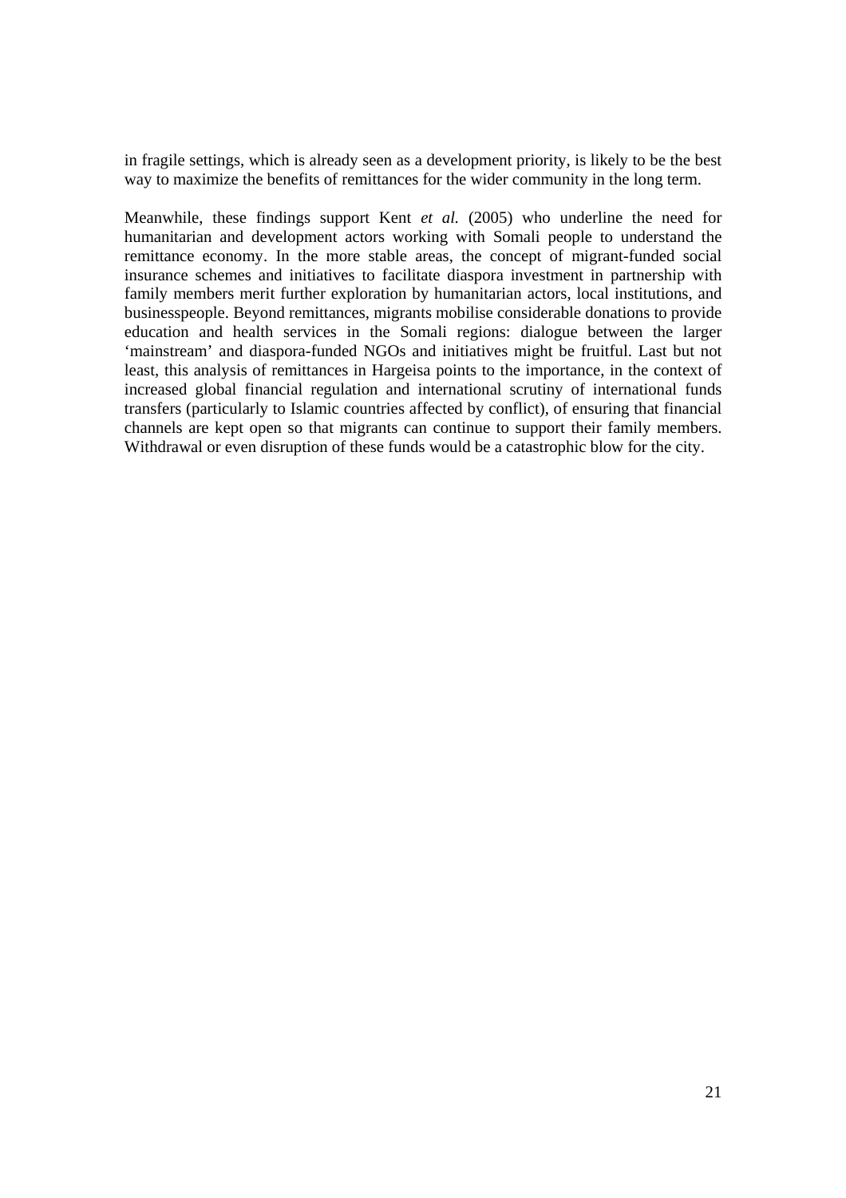in fragile settings, which is already seen as a development priority, is likely to be the best way to maximize the benefits of remittances for the wider community in the long term.

Meanwhile, these findings support Kent *et al.* (2005) who underline the need for humanitarian and development actors working with Somali people to understand the remittance economy. In the more stable areas, the concept of migrant-funded social insurance schemes and initiatives to facilitate diaspora investment in partnership with family members merit further exploration by humanitarian actors, local institutions, and businesspeople. Beyond remittances, migrants mobilise considerable donations to provide education and health services in the Somali regions: dialogue between the larger 'mainstream' and diaspora-funded NGOs and initiatives might be fruitful. Last but not least, this analysis of remittances in Hargeisa points to the importance, in the context of increased global financial regulation and international scrutiny of international funds transfers (particularly to Islamic countries affected by conflict), of ensuring that financial channels are kept open so that migrants can continue to support their family members. Withdrawal or even disruption of these funds would be a catastrophic blow for the city.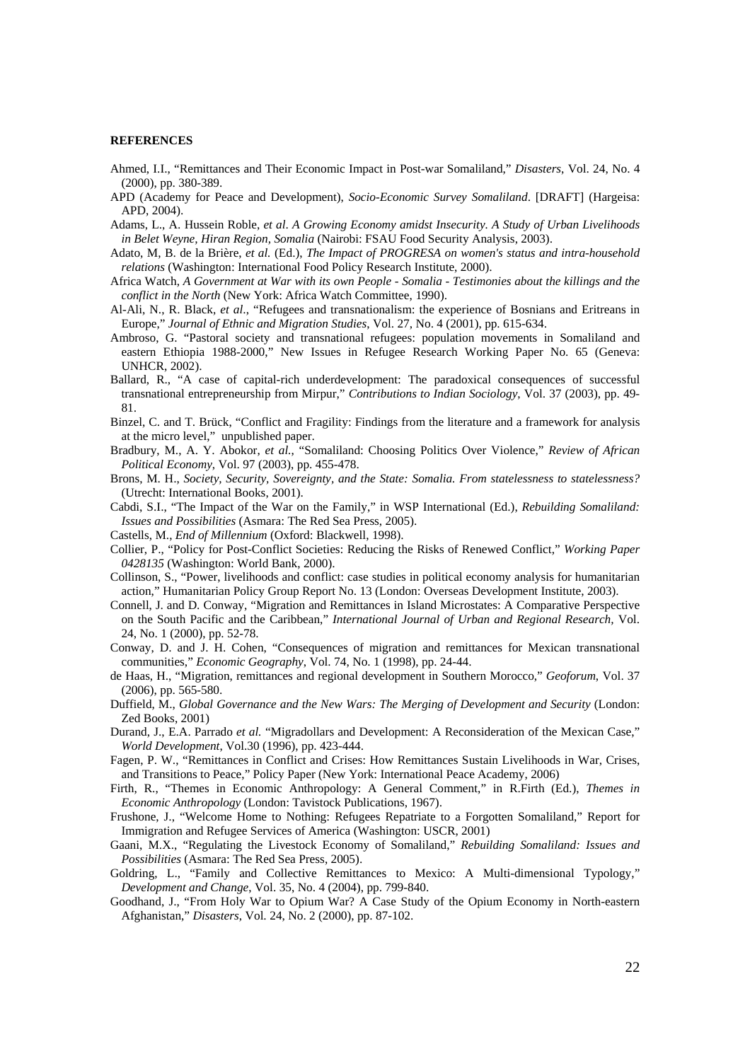**REFERENCES**

Ahmed, I.I., "Remittances and Their Economic Impact in Post-war Somaliland," *Disasters*, Vol. 24, No. 4 (2000), pp. 380-389.

APD (Academy for Peace and Development), *Socio-Economic Survey Somaliland*. [DRAFT] (Hargeisa: APD, 2004).

Adams, L., A. Hussein Roble, *et al*. *A Growing Economy amidst Insecurity. A Study of Urban Livelihoods in Belet Weyne, Hiran Region, Somalia* (Nairobi: FSAU Food Security Analysis, 2003).

Adato, M, B. de la Brière, *et al.* (Ed.), *The Impact of PROGRESA on women's status and intra-household relations* (Washington: International Food Policy Research Institute, 2000).

Africa Watch, *A Government at War with its own People - Somalia - Testimonies about the killings and the conflict in the North* (New York: Africa Watch Committee, 1990).

Al-Ali, N., R. Black, *et al*., "Refugees and transnationalism: the experience of Bosnians and Eritreans in Europe," *Journal of Ethnic and Migration Studies*, Vol. 27, No. 4 (2001), pp. 615-634.

Ambroso, G. "Pastoral society and transnational refugees: population movements in Somaliland and eastern Ethiopia 1988-2000," New Issues in Refugee Research Working Paper No. 65 (Geneva: UNHCR, 2002).

Ballard, R., "A case of capital-rich underdevelopment: The paradoxical consequences of successful transnational entrepreneurship from Mirpur," *Contributions to Indian Sociology*, Vol. 37 (2003), pp. 49-81.

Binzel, C. and T. Brück, "Conflict and Fragility: Findings from the literature and a framework for analysis at the micro level," unpublished paper.

Bradbury, M., A. Y. Abokor, *et al.*, "Somaliland: Choosing Politics Over Violence," *Review of African Political Economy*, Vol. 97 (2003), pp. 455-478.

Brons, M. H., *Society, Security, Sovereignty, and the State: Somalia. From statelessness to statelessness?* (Utrecht: International Books, 2001).

Cabdi, S.I., "The Impact of the War on the Family," in WSP International (Ed.), *Rebuilding Somaliland: Issues and Possibilities* (Asmara: The Red Sea Press, 2005).

Castells, M., *End of Millennium* (Oxford: Blackwell, 1998).

Collier, P., "Policy for Post-Conflict Societies: Reducing the Risks of Renewed Conflict," *Working Paper 0428135* (Washington: World Bank, 2000).

Collinson, S., "Power, livelihoods and conflict: case studies in political economy analysis for humanitarian action," Humanitarian Policy Group Report No. 13 (London: Overseas Development Institute, 2003).

Connell, J. and D. Conway, "Migration and Remittances in Island Microstates: A Comparative Perspective on the South Pacific and the Caribbean," *International Journal of Urban and Regional Research*, Vol. 24, No. 1 (2000), pp. 52-78.

Conway, D. and J. H. Cohen, "Consequences of migration and remittances for Mexican transnational communities," *Economic Geography*, Vol. 74, No. 1 (1998), pp. 24-44.

de Haas, H., "Migration, remittances and regional development in Southern Morocco," *Geoforum*, Vol. 37 (2006), pp. 565-580.

Duffield, M., *Global Governance and the New Wars: The Merging of Development and Security* (London: Zed Books, 2001)

Durand, J., E.A. Parrado *et al.* "Migradollars and Development: A Reconsideration of the Mexican Case," *World Development*, Vol.30 (1996), pp. 423-444.

Fagen, P. W., "Remittances in Conflict and Crises: How Remittances Sustain Livelihoods in War, Crises, and Transitions to Peace," Policy Paper (New York: International Peace Academy, 2006)

Firth, R., "Themes in Economic Anthropology: A General Comment," in R.Firth (Ed.), *Themes in Economic Anthropology* (London: Tavistock Publications, 1967).

Frushone, J., "Welcome Home to Nothing: Refugees Repatriate to a Forgotten Somaliland," Report for Immigration and Refugee Services of America (Washington: USCR, 2001)

Gaani, M.X., "Regulating the Livestock Economy of Somaliland," *Rebuilding Somaliland: Issues and Possibilities* (Asmara: The Red Sea Press, 2005).

Goldring, L., "Family and Collective Remittances to Mexico: A Multi-dimensional Typology," *Development and Change*, Vol. 35, No. 4 (2004), pp. 799-840.

Goodhand, J., "From Holy War to Opium War? A Case Study of the Opium Economy in North-eastern Afghanistan," *Disasters*, Vol. 24, No. 2 (2000), pp. 87-102.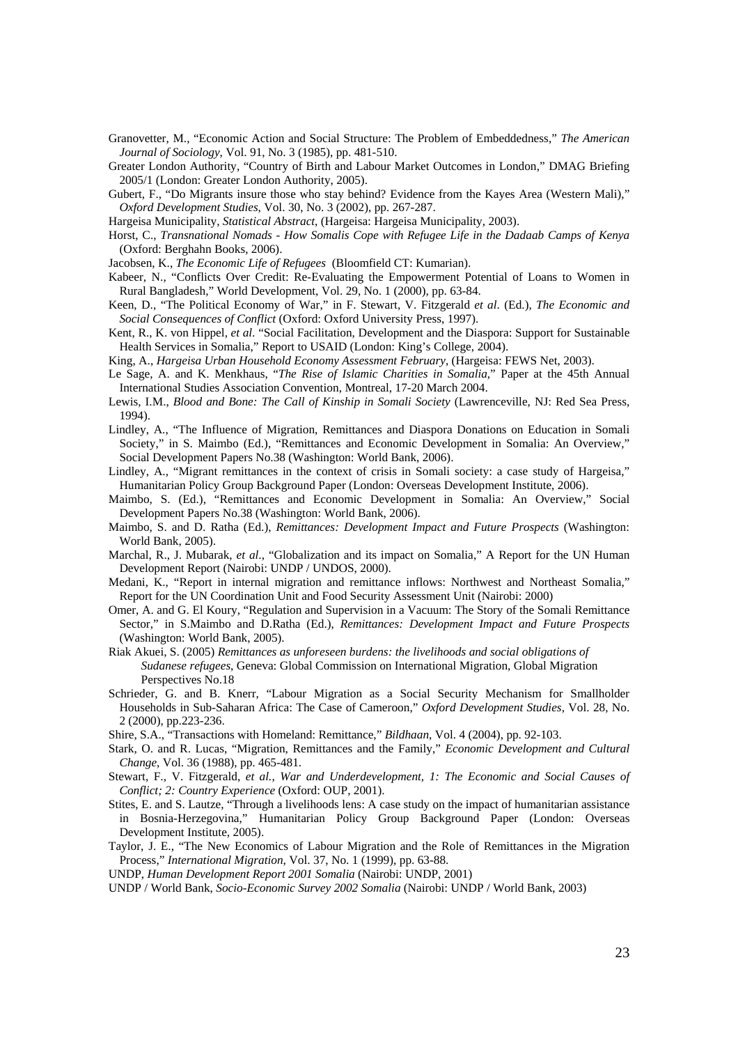Granovetter, M., "Economic Action and Social Structure: The Problem of Embeddedness," *The American Journal of Sociology*, Vol. 91, No. 3 (1985), pp. 481-510.

Greater London Authority, "Country of Birth and Labour Market Outcomes in London," DMAG Briefing 2005/1 (London: Greater London Authority, 2005).

Gubert, F., "Do Migrants insure those who stay behind? Evidence from the Kayes Area (Western Mali)," *Oxford Development Studies*, Vol. 30, No. 3 (2002), pp. 267-287.

Hargeisa Municipality, *Statistical Abstract*, (Hargeisa: Hargeisa Municipality, 2003).

Horst, C., *Transnational Nomads - How Somalis Cope with Refugee Life in the Dadaab Camps of Kenya* (Oxford: Berghahn Books, 2006).

Jacobsen, K., *The Economic Life of Refugees* (Bloomfield CT: Kumarian).

Kabeer, N., "Conflicts Over Credit: Re-Evaluating the Empowerment Potential of Loans to Women in Rural Bangladesh," World Development, Vol. 29, No. 1 (2000), pp. 63-84.

Keen, D., "The Political Economy of War," in F. Stewart, V. Fitzgerald *et al*. (Ed.), *The Economic and Social Consequences of Conflict* (Oxford: Oxford University Press, 1997).

Kent, R., K. von Hippel, *et al*. "Social Facilitation, Development and the Diaspora: Support for Sustainable Health Services in Somalia," Report to USAID (London: King's College, 2004).

King, A., *Hargeisa Urban Household Economy Assessment February*, (Hargeisa: FEWS Net, 2003).

Le Sage, A. and K. Menkhaus, "*The Rise of Islamic Charities in Somalia*," Paper at the 45th Annual International Studies Association Convention, Montreal, 17-20 March 2004.

Lewis, I.M., *Blood and Bone: The Call of Kinship in Somali Society* (Lawrenceville, NJ: Red Sea Press, 1994).

Lindley, A., "The Influence of Migration, Remittances and Diaspora Donations on Education in Somali Society," in S. Maimbo (Ed.), "Remittances and Economic Development in Somalia: An Overview," Social Development Papers No.38 (Washington: World Bank, 2006).

Lindley, A., "Migrant remittances in the context of crisis in Somali society: a case study of Hargeisa," Humanitarian Policy Group Background Paper (London: Overseas Development Institute, 2006).

Maimbo, S. (Ed.), "Remittances and Economic Development in Somalia: An Overview," Social Development Papers No.38 (Washington: World Bank, 2006).

Maimbo, S. and D. Ratha (Ed.), *Remittances: Development Impact and Future Prospects* (Washington: World Bank, 2005).

Marchal, R., J. Mubarak, *et al*., "Globalization and its impact on Somalia," A Report for the UN Human Development Report (Nairobi: UNDP / UNDOS, 2000).

Medani, K., "Report in internal migration and remittance inflows: Northwest and Northeast Somalia," Report for the UN Coordination Unit and Food Security Assessment Unit (Nairobi: 2000)

Omer, A. and G. El Koury, "Regulation and Supervision in a Vacuum: The Story of the Somali Remittance Sector," in S.Maimbo and D.Ratha (Ed.), *Remittances: Development Impact and Future Prospects* (Washington: World Bank, 2005).

Riak Akuei, S. (2005) *Remittances as unforeseen burdens: the livelihoods and social obligations of Sudanese refugees*, Geneva: Global Commission on International Migration, Global Migration Perspectives No.18

Schrieder, G. and B. Knerr, "Labour Migration as a Social Security Mechanism for Smallholder Households in Sub-Saharan Africa: The Case of Cameroon," *Oxford Development Studies*, Vol. 28, No. 2 (2000), pp.223-236.

Shire, S.A., "Transactions with Homeland: Remittance," *Bildhaan*, Vol. 4 (2004), pp. 92-103.

Stark, O. and R. Lucas, "Migration, Remittances and the Family," *Economic Development and Cultural Change*, Vol. 36 (1988), pp. 465-481.

Stewart, F., V. Fitzgerald, *et al., War and Underdevelopment, 1: The Economic and Social Causes of Conflict; 2: Country Experience* (Oxford: OUP, 2001).

Stites, E. and S. Lautze, "Through a livelihoods lens: A case study on the impact of humanitarian assistance in Bosnia-Herzegovina," Humanitarian Policy Group Background Paper (London: Overseas Development Institute, 2005).

Taylor, J. E., "The New Economics of Labour Migration and the Role of Remittances in the Migration Process," *International Migration*, Vol. 37, No. 1 (1999), pp. 63-88.

UNDP, *Human Development Report 2001 Somalia* (Nairobi: UNDP, 2001)

UNDP / World Bank, *Socio-Economic Survey 2002 Somalia* (Nairobi: UNDP / World Bank, 2003)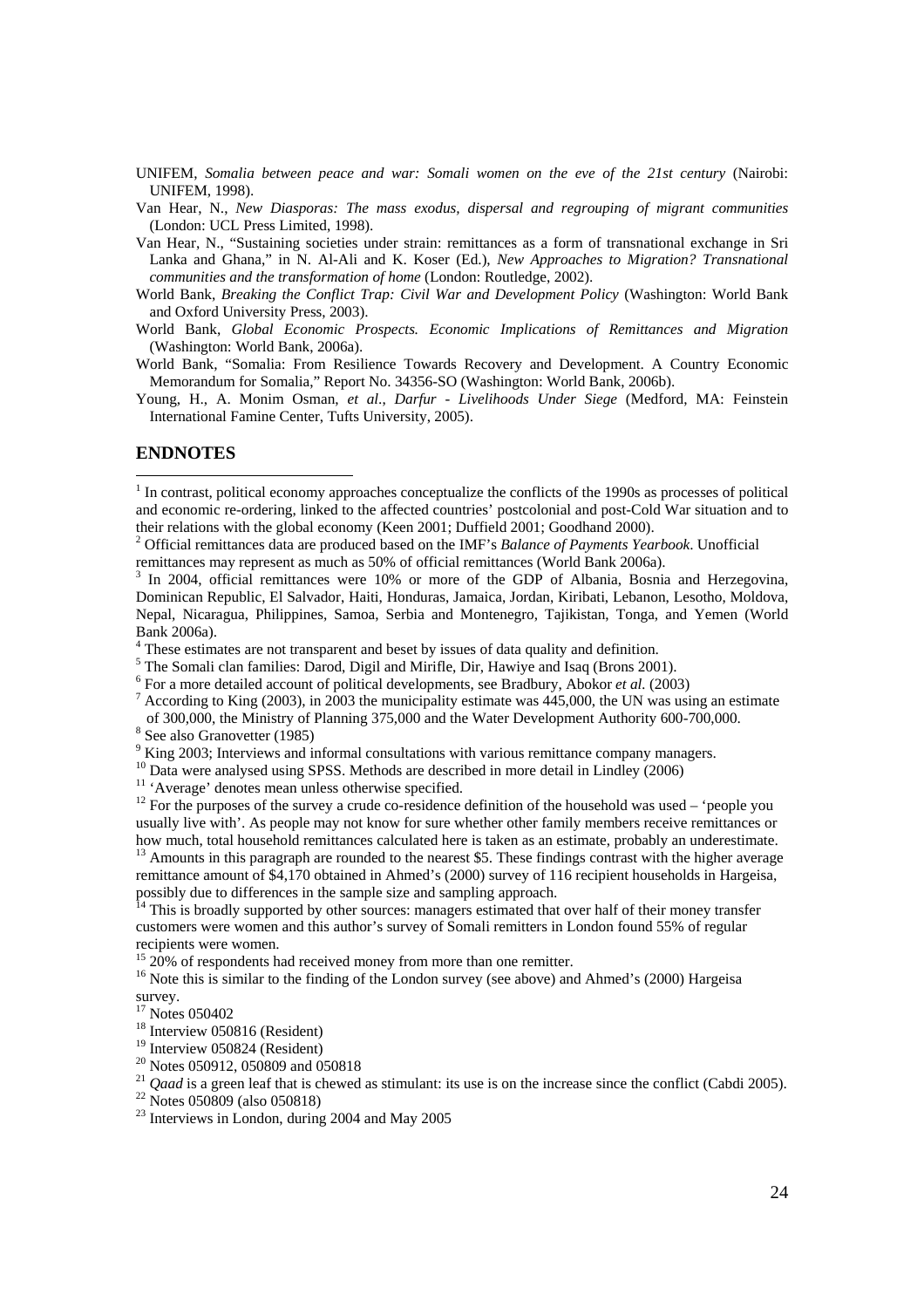UNIFEM, *Somalia between peace and war: Somali women on the eve of the 21st century* (Nairobi: UNIFEM, 1998).

Van Hear, N., *New Diasporas: The mass exodus, dispersal and regrouping of migrant communities* (London: UCL Press Limited, 1998).

Van Hear, N., "Sustaining societies under strain: remittances as a form of transnational exchange in Sri Lanka and Ghana," in N. Al-Ali and K. Koser (Ed.), *New Approaches to Migration? Transnational communities and the transformation of home* (London: Routledge, 2002).

World Bank, *Breaking the Conflict Trap: Civil War and Development Policy* (Washington: World Bank and Oxford University Press, 2003).

World Bank, *Global Economic Prospects. Economic Implications of Remittances and Migration* (Washington: World Bank, 2006a).

World Bank, "Somalia: From Resilience Towards Recovery and Development. A Country Economic Memorandum for Somalia," Report No. 34356-SO (Washington: World Bank, 2006b).

Young, H., A. Monim Osman, *et al.*, *Darfur - Livelihoods Under Siege* (Medford, MA: Feinstein International Famine Center, Tufts University, 2005).

## ENDNOTES

[1] In contrast, political economy approaches conceptualize the conflicts of the 1990s as processes of political and economic re-ordering, linked to the affected countries' postcolonial and post-Cold War situation and to their relations with the global economy (Keen 2001; Duffield 2001; Goodhand 2000).

[2] Official remittances data are produced based on the IMF's *Balance of Payments Yearbook*. Unofficial remittances may represent as much as 50% of official remittances (World Bank 2006a).

[3] In 2004, official remittances were 10% or more of the GDP of Albania, Bosnia and Herzegovina, Dominican Republic, El Salvador, Haiti, Honduras, Jamaica, Jordan, Kiribati, Lebanon, Lesotho, Moldova, Nepal, Nicaragua, Philippines, Samoa, Serbia and Montenegro, Tajikistan, Tonga, and Yemen (World Bank 2006a).

[4] These estimates are not transparent and beset by issues of data quality and definition.

[5] The Somali clan families: Darod, Digil and Mirifle, Dir, Hawiye and Isaq (Brons 2001).

[6] For a more detailed account of political developments, see Bradbury, Abokor *et al.* (2003)

[7] According to King (2003), in 2003 the municipality estimate was 445,000, the UN was using an estimate of 300,000, the Ministry of Planning 375,000 and the Water Development Authority 600-700,000.

[8] See also Granovetter (1985)

[9] King 2003; Interviews and informal consultations with various remittance company managers.

[10] Data were analysed using SPSS. Methods are described in more detail in Lindley (2006)

[11] 'Average' denotes mean unless otherwise specified.

[12] For the purposes of the survey a crude co-residence definition of the household was used – 'people you usually live with'. As people may not know for sure whether other family members receive remittances or how much, total household remittances calculated here is taken as an estimate, probably an underestimate.

[13] Amounts in this paragraph are rounded to the nearest \$5. These findings contrast with the higher average remittance amount of \$4,170 obtained in Ahmed's (2000) survey of 116 recipient households in Hargeisa, possibly due to differences in the sample size and sampling approach.

[14] This is broadly supported by other sources: managers estimated that over half of their money transfer customers were women and this author's survey of Somali remitters in London found 55% of regular recipients were women.

[15] 20% of respondents had received money from more than one remitter.

[16] Note this is similar to the finding of the London survey (see above) and Ahmed's (2000) Hargeisa survey.

[17] Notes 050402

[18] Interview 050816 (Resident)

[19] Interview 050824 (Resident)

[20] Notes 050912, 050809 and 050818

[21] *Qaad* is a green leaf that is chewed as stimulant: its use is on the increase since the conflict (Cabdi 2005).

[22] Notes 050809 (also 050818)

[23] Interviews in London, during 2004 and May 2005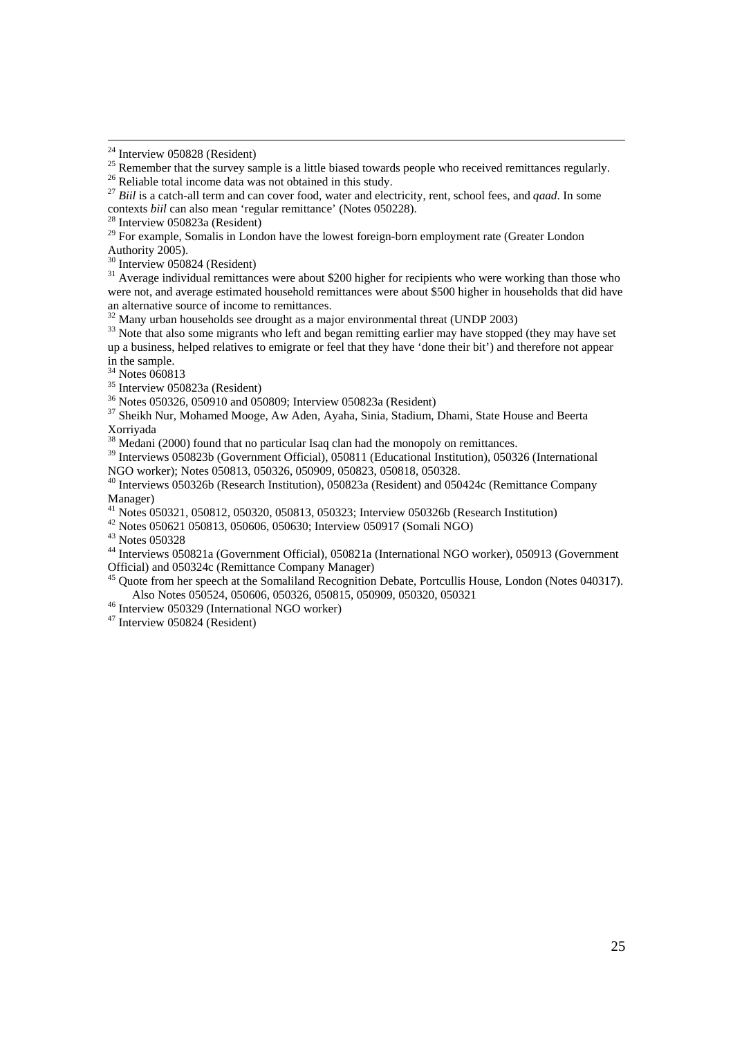[24] Interview 050828 (Resident)

[25] Remember that the survey sample is a little biased towards people who received remittances regularly.

[26] Reliable total income data was not obtained in this study.

[27] *Biil* is a catch-all term and can cover food, water and electricity, rent, school fees, and *qaad*. In some contexts *biil* can also mean 'regular remittance' (Notes 050228).

[28] Interview 050823a (Resident)

[29] For example, Somalis in London have the lowest foreign-born employment rate (Greater London Authority 2005).

[30] Interview 050824 (Resident)

[31] Average individual remittances were about $200 higher for recipients who were working than those who were not, and average estimated household remittances were about $500 higher in households that did have an alternative source of income to remittances.

[32] Many urban households see drought as a major environmental threat (UNDP 2003)

[33] Note that also some migrants who left and began remitting earlier may have stopped (they may have set up a business, helped relatives to emigrate or feel that they have 'done their bit') and therefore not appear in the sample.

[34] Notes 060813

[35] Interview 050823a (Resident)

[36] Notes 050326, 050910 and 050809; Interview 050823a (Resident)

[37] Sheikh Nur, Mohamed Mooge, Aw Aden, Ayaha, Sinia, Stadium, Dhami, State House and Beerta Xorriyada

[38] Medani (2000) found that no particular Isaq clan had the monopoly on remittances.

[39] Interviews 050823b (Government Official), 050811 (Educational Institution), 050326 (International NGO worker); Notes 050813, 050326, 050909, 050823, 050818, 050328.

[40] Interviews 050326b (Research Institution), 050823a (Resident) and 050424c (Remittance Company Manager)

[41] Notes 050321, 050812, 050320, 050813, 050323; Interview 050326b (Research Institution)

[42] Notes 050621 050813, 050606, 050630; Interview 050917 (Somali NGO)

[43] Notes 050328

[44] Interviews 050821a (Government Official), 050821a (International NGO worker), 050913 (Government Official) and 050324c (Remittance Company Manager)

[45] Quote from her speech at the Somaliland Recognition Debate, Portcullis House, London (Notes 040317). Also Notes 050524, 050606, 050326, 050815, 050909, 050320, 050321

[46] Interview 050329 (International NGO worker)

[47] Interview 050824 (Resident)